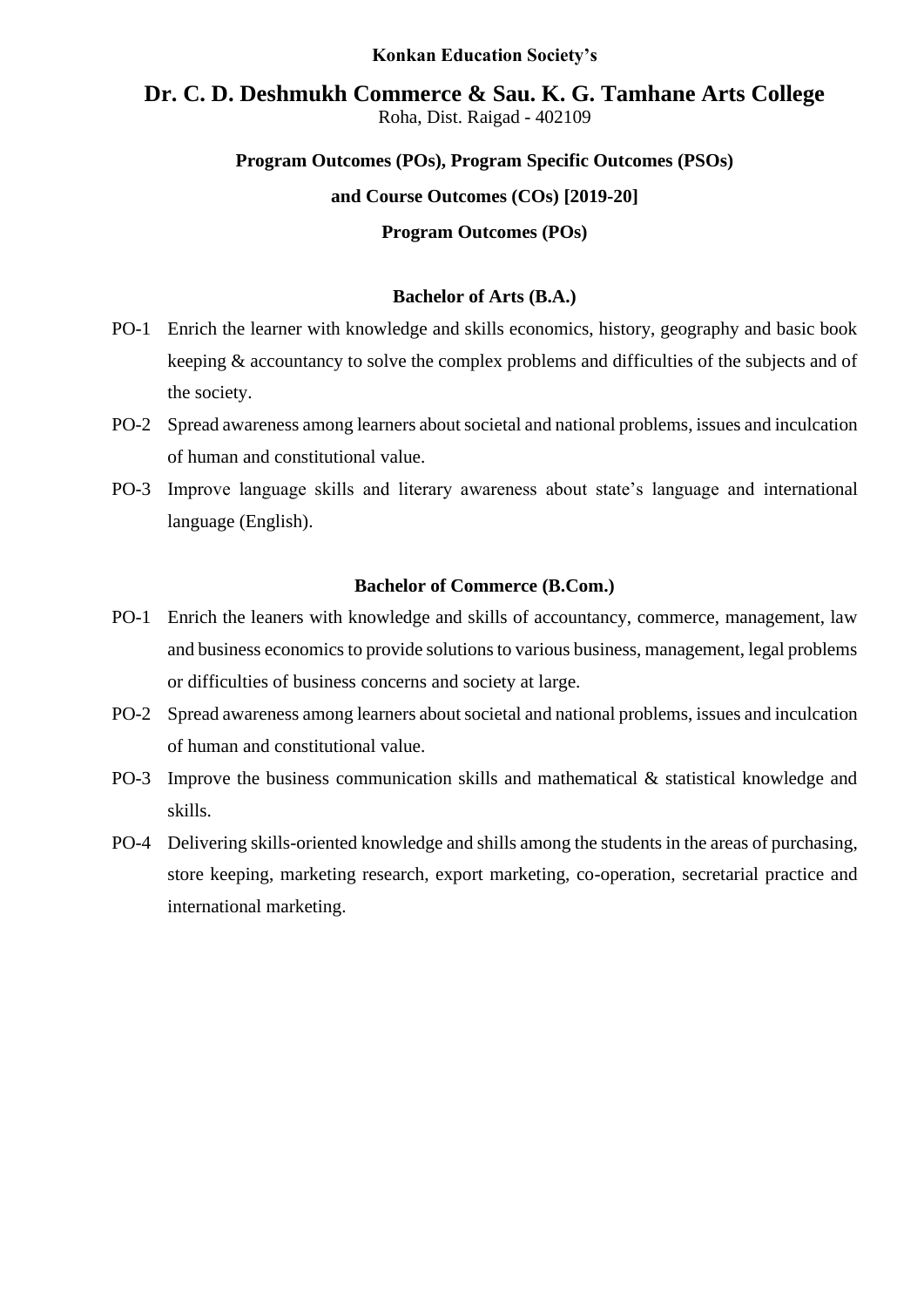**Konkan Education Society's**

# Dr. C. D. Deshmukh Commerce & Sau. K. G. Tamhane Arts College

Roha, Dist. Raigad - 402109

## Program Outcomes (POs), Program Specific Outcomes (PSOs) and Course Outcomes (COs) [2019-20]

## Program Outcomes (POs)

### Bachelor of Arts (B.A.)

- PO-1 Enrich the learner with knowledge and skills economics, history, geography and basic book keeping & accountancy to solve the complex problems and difficulties of the subjects and of the society.
- PO-2 Spread awareness among learners about societal and national problems, issues and inculcation of human and constitutional value.
- PO-3 Improve language skills and literary awareness about state's language and international language (English).

### Bachelor of Commerce (B.Com.)

- PO-1 Enrich the leaners with knowledge and skills of accountancy, commerce, management, law and business economics to provide solutions to various business, management, legal problems or difficulties of business concerns and society at large.
- PO-2 Spread awareness among learners about societal and national problems, issues and inculcation of human and constitutional value.
- PO-3 Improve the business communication skills and mathematical & statistical knowledge and skills.
- PO-4 Delivering skills-oriented knowledge and shills among the students in the areas of purchasing, store keeping, marketing research, export marketing, co-operation, secretarial practice and international marketing.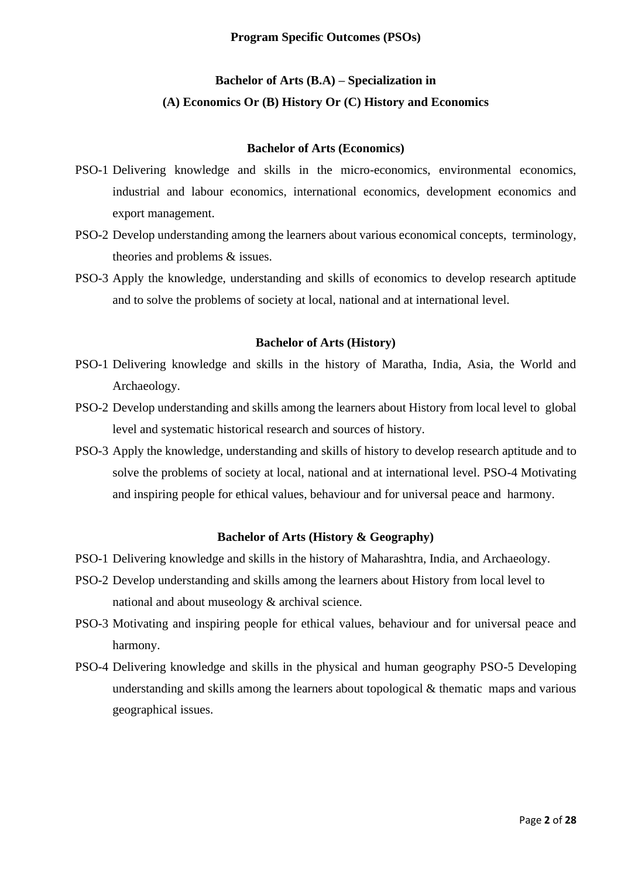## Program Specific Outcomes (PSOs)

## Bachelor of Arts (B.A) – Specialization in (A) Economics Or (B) History Or (C) History and Economics

### Bachelor of Arts (Economics)

PSO-1 Delivering knowledge and skills in the micro-economics, environmental economics, industrial and labour economics, international economics, development economics and export management.

PSO-2 Develop understanding among the learners about various economical concepts, terminology, theories and problems & issues.

PSO-3 Apply the knowledge, understanding and skills of economics to develop research aptitude and to solve the problems of society at local, national and at international level.

### Bachelor of Arts (History)

PSO-1 Delivering knowledge and skills in the history of Maratha, India, Asia, the World and Archaeology.

PSO-2 Develop understanding and skills among the learners about History from local level to global level and systematic historical research and sources of history.

PSO-3 Apply the knowledge, understanding and skills of history to develop research aptitude and to solve the problems of society at local, national and at international level. PSO-4 Motivating and inspiring people for ethical values, behaviour and for universal peace and harmony.

### Bachelor of Arts (History & Geography)

PSO-1 Delivering knowledge and skills in the history of Maharashtra, India, and Archaeology.

PSO-2 Develop understanding and skills among the learners about History from local level to national and about museology & archival science.

PSO-3 Motivating and inspiring people for ethical values, behaviour and for universal peace and harmony.

PSO-4 Delivering knowledge and skills in the physical and human geography PSO-5 Developing understanding and skills among the learners about topological & thematic maps and various geographical issues.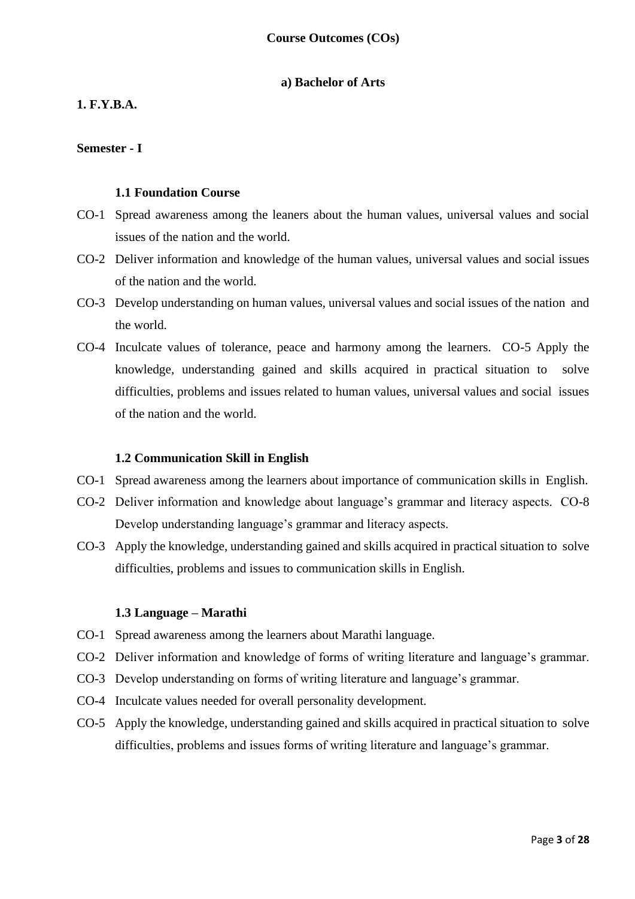## Course Outcomes (COs)

### a) Bachelor of Arts

**1. F.Y.B.A.**

**Semester - I**

#### 1.1 Foundation Course

CO-1 Spread awareness among the leaners about the human values, universal values and social issues of the nation and the world.

CO-2 Deliver information and knowledge of the human values, universal values and social issues of the nation and the world.

CO-3 Develop understanding on human values, universal values and social issues of the nation and the world.

CO-4 Inculcate values of tolerance, peace and harmony among the learners. CO-5 Apply the knowledge, understanding gained and skills acquired in practical situation to solve difficulties, problems and issues related to human values, universal values and social issues of the nation and the world.

#### 1.2 Communication Skill in English

CO-1 Spread awareness among the learners about importance of communication skills in English.

CO-2 Deliver information and knowledge about language's grammar and literacy aspects. CO-8 Develop understanding language's grammar and literacy aspects.

CO-3 Apply the knowledge, understanding gained and skills acquired in practical situation to solve difficulties, problems and issues to communication skills in English.

#### 1.3 Language – Marathi

CO-1 Spread awareness among the learners about Marathi language.

CO-2 Deliver information and knowledge of forms of writing literature and language's grammar.

CO-3 Develop understanding on forms of writing literature and language's grammar.

CO-4 Inculcate values needed for overall personality development.

CO-5 Apply the knowledge, understanding gained and skills acquired in practical situation to solve difficulties, problems and issues forms of writing literature and language's grammar.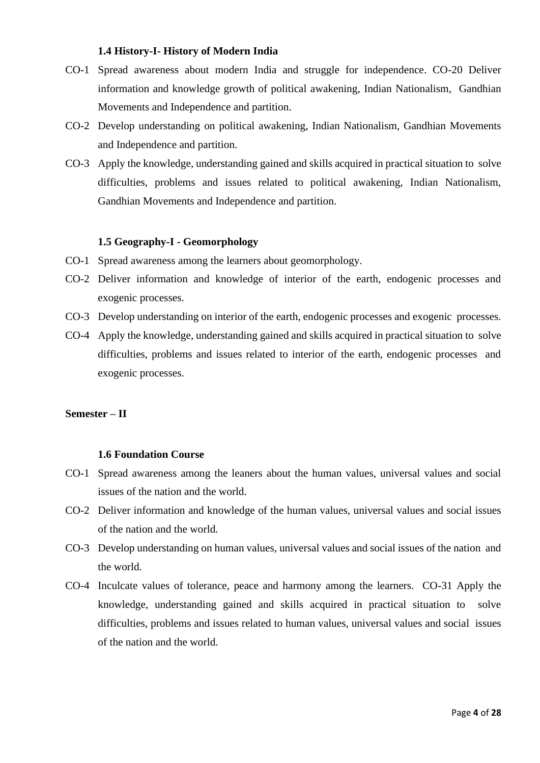### 1.4 History-I- History of Modern India

CO-1 Spread awareness about modern India and struggle for independence. CO-20 Deliver information and knowledge growth of political awakening, Indian Nationalism, Gandhian Movements and Independence and partition.

CO-2 Develop understanding on political awakening, Indian Nationalism, Gandhian Movements and Independence and partition.

CO-3 Apply the knowledge, understanding gained and skills acquired in practical situation to solve difficulties, problems and issues related to political awakening, Indian Nationalism, Gandhian Movements and Independence and partition.

### 1.5 Geography-I - Geomorphology

CO-1 Spread awareness among the learners about geomorphology.

CO-2 Deliver information and knowledge of interior of the earth, endogenic processes and exogenic processes.

CO-3 Develop understanding on interior of the earth, endogenic processes and exogenic processes.

CO-4 Apply the knowledge, understanding gained and skills acquired in practical situation to solve difficulties, problems and issues related to interior of the earth, endogenic processes and exogenic processes.

## Semester – II

### 1.6 Foundation Course

CO-1 Spread awareness among the leaners about the human values, universal values and social issues of the nation and the world.

CO-2 Deliver information and knowledge of the human values, universal values and social issues of the nation and the world.

CO-3 Develop understanding on human values, universal values and social issues of the nation and the world.

CO-4 Inculcate values of tolerance, peace and harmony among the learners. CO-31 Apply the knowledge, understanding gained and skills acquired in practical situation to solve difficulties, problems and issues related to human values, universal values and social issues of the nation and the world.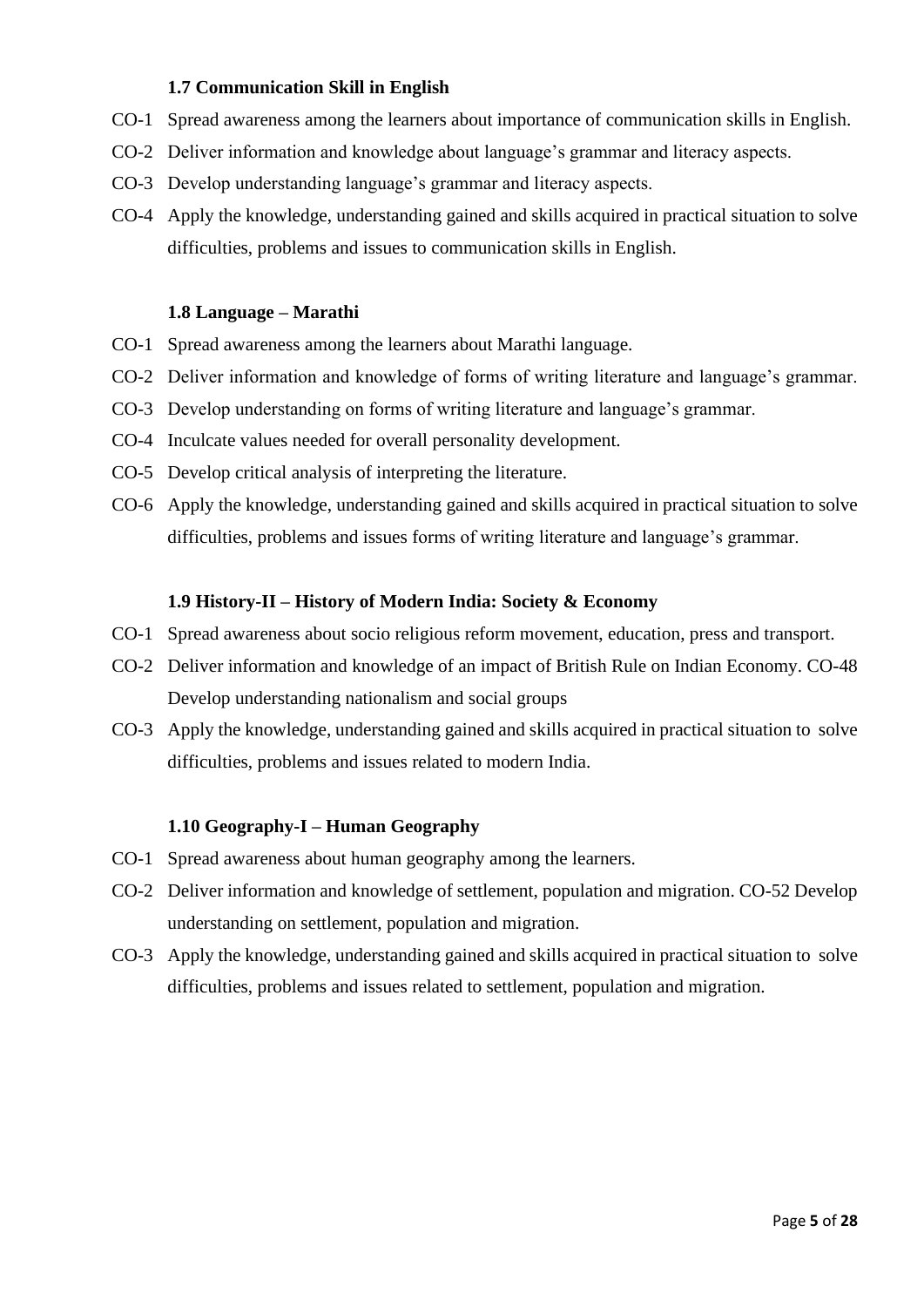### 1.7 Communication Skill in English

- CO-1 Spread awareness among the learners about importance of communication skills in English.
- CO-2 Deliver information and knowledge about language's grammar and literacy aspects.
- CO-3 Develop understanding language's grammar and literacy aspects.
- CO-4 Apply the knowledge, understanding gained and skills acquired in practical situation to solve difficulties, problems and issues to communication skills in English.

### 1.8 Language – Marathi

- CO-1 Spread awareness among the learners about Marathi language.
- CO-2 Deliver information and knowledge of forms of writing literature and language's grammar.
- CO-3 Develop understanding on forms of writing literature and language's grammar.
- CO-4 Inculcate values needed for overall personality development.
- CO-5 Develop critical analysis of interpreting the literature.
- CO-6 Apply the knowledge, understanding gained and skills acquired in practical situation to solve difficulties, problems and issues forms of writing literature and language's grammar.

### 1.9 History-II – History of Modern India: Society & Economy

- CO-1 Spread awareness about socio religious reform movement, education, press and transport.
- CO-2 Deliver information and knowledge of an impact of British Rule on Indian Economy. CO-48 Develop understanding nationalism and social groups
- CO-3 Apply the knowledge, understanding gained and skills acquired in practical situation to solve difficulties, problems and issues related to modern India.

### 1.10 Geography-I – Human Geography

- CO-1 Spread awareness about human geography among the learners.
- CO-2 Deliver information and knowledge of settlement, population and migration. CO-52 Develop understanding on settlement, population and migration.
- CO-3 Apply the knowledge, understanding gained and skills acquired in practical situation to solve difficulties, problems and issues related to settlement, population and migration.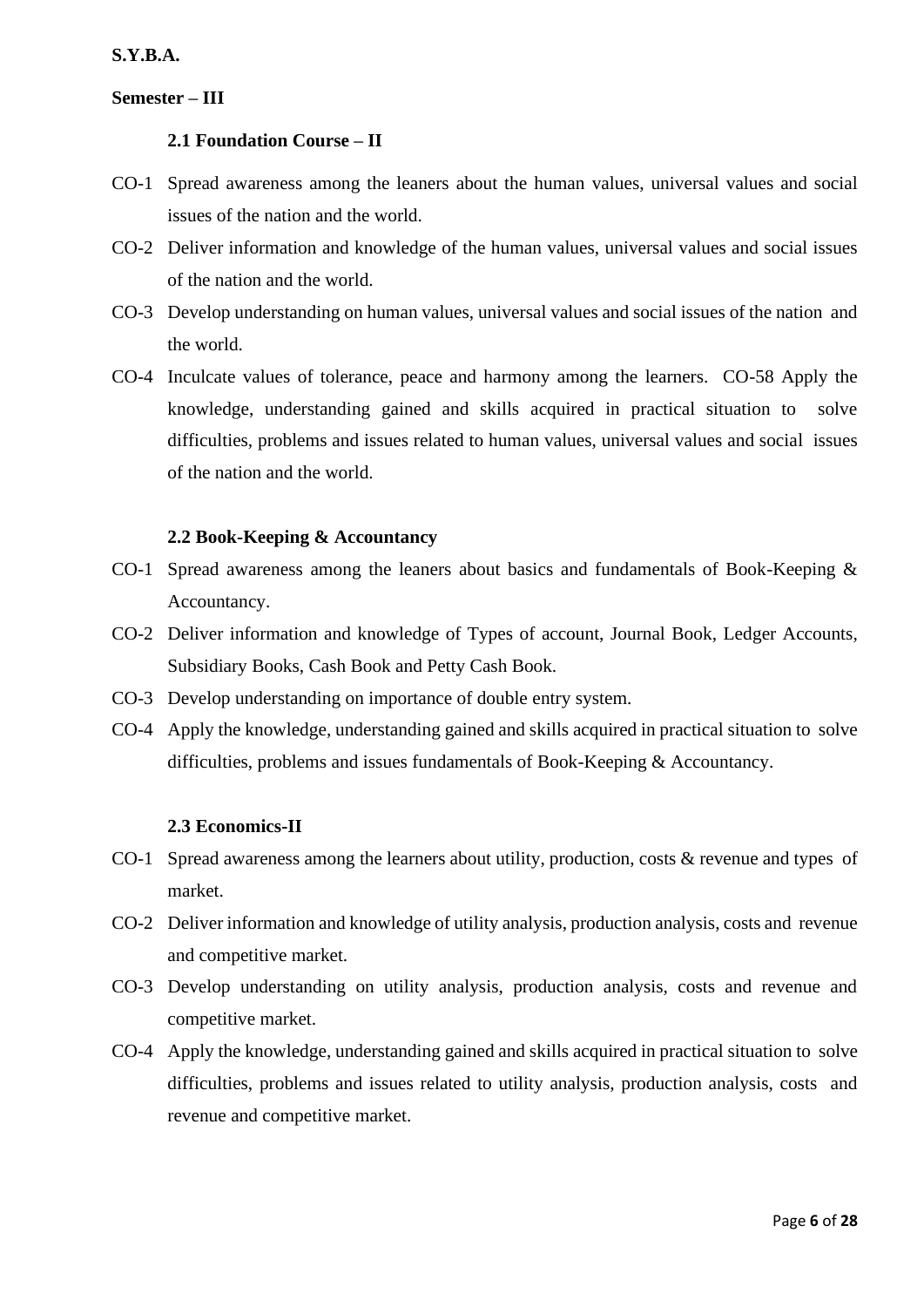**S.Y.B.A.**

**Semester – III**

### 2.1 Foundation Course – II

- CO-1 Spread awareness among the leaners about the human values, universal values and social issues of the nation and the world.
- CO-2 Deliver information and knowledge of the human values, universal values and social issues of the nation and the world.
- CO-3 Develop understanding on human values, universal values and social issues of the nation and the world.
- CO-4 Inculcate values of tolerance, peace and harmony among the learners. CO-58 Apply the knowledge, understanding gained and skills acquired in practical situation to solve difficulties, problems and issues related to human values, universal values and social issues of the nation and the world.

### 2.2 Book-Keeping & Accountancy

- CO-1 Spread awareness among the leaners about basics and fundamentals of Book-Keeping & Accountancy.
- CO-2 Deliver information and knowledge of Types of account, Journal Book, Ledger Accounts, Subsidiary Books, Cash Book and Petty Cash Book.
- CO-3 Develop understanding on importance of double entry system.
- CO-4 Apply the knowledge, understanding gained and skills acquired in practical situation to solve difficulties, problems and issues fundamentals of Book-Keeping & Accountancy.

### 2.3 Economics-II

- CO-1 Spread awareness among the learners about utility, production, costs & revenue and types of market.
- CO-2 Deliver information and knowledge of utility analysis, production analysis, costs and revenue and competitive market.
- CO-3 Develop understanding on utility analysis, production analysis, costs and revenue and competitive market.
- CO-4 Apply the knowledge, understanding gained and skills acquired in practical situation to solve difficulties, problems and issues related to utility analysis, production analysis, costs and revenue and competitive market.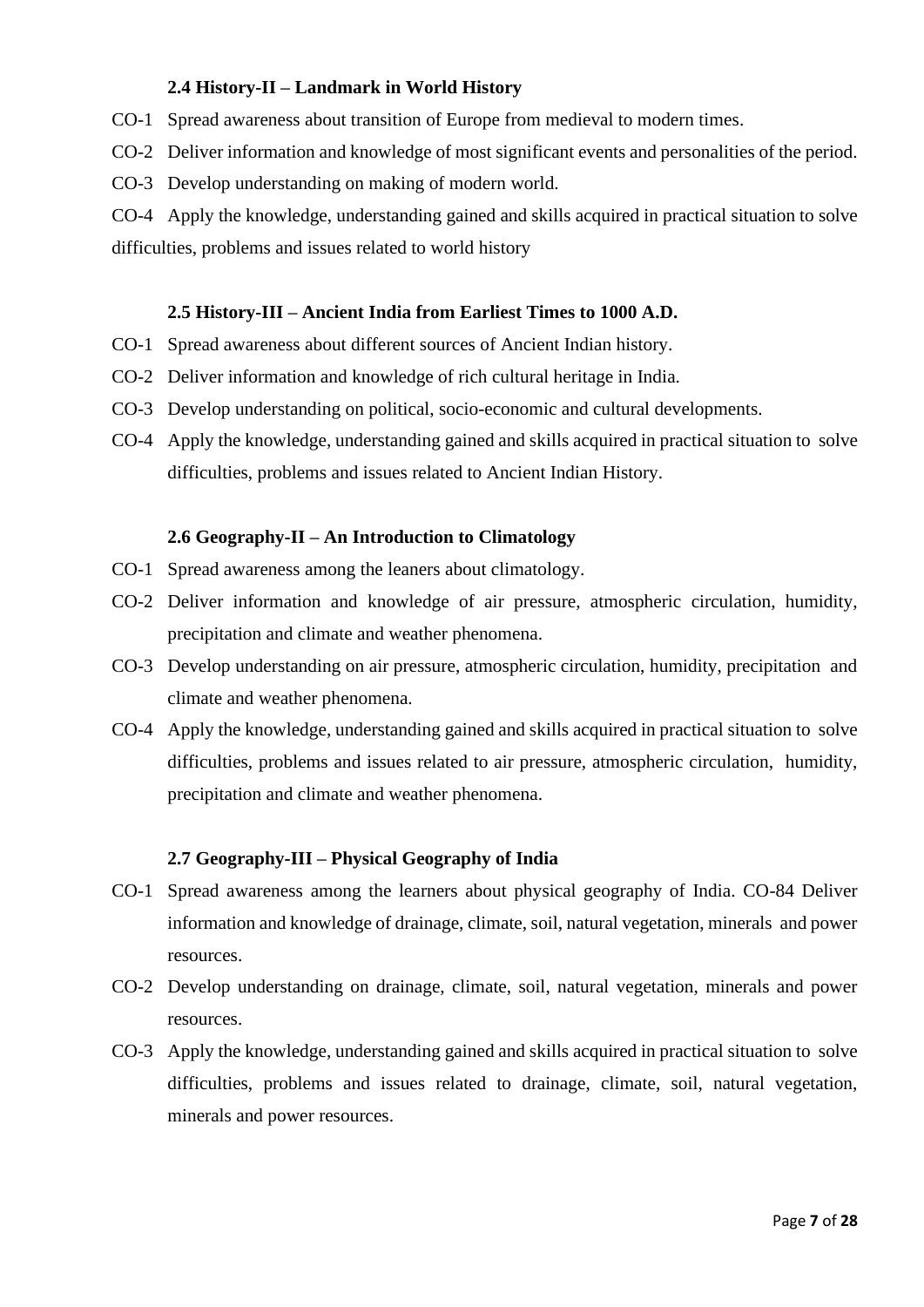### 2.4 History-II – Landmark in World History

CO-1 Spread awareness about transition of Europe from medieval to modern times.

CO-2 Deliver information and knowledge of most significant events and personalities of the period.

CO-3 Develop understanding on making of modern world.

CO-4 Apply the knowledge, understanding gained and skills acquired in practical situation to solve difficulties, problems and issues related to world history

### 2.5 History-III – Ancient India from Earliest Times to 1000 A.D.

CO-1 Spread awareness about different sources of Ancient Indian history.

CO-2 Deliver information and knowledge of rich cultural heritage in India.

CO-3 Develop understanding on political, socio-economic and cultural developments.

CO-4 Apply the knowledge, understanding gained and skills acquired in practical situation to solve difficulties, problems and issues related to Ancient Indian History.

### 2.6 Geography-II – An Introduction to Climatology

CO-1 Spread awareness among the leaners about climatology.

CO-2 Deliver information and knowledge of air pressure, atmospheric circulation, humidity, precipitation and climate and weather phenomena.

CO-3 Develop understanding on air pressure, atmospheric circulation, humidity, precipitation and climate and weather phenomena.

CO-4 Apply the knowledge, understanding gained and skills acquired in practical situation to solve difficulties, problems and issues related to air pressure, atmospheric circulation, humidity, precipitation and climate and weather phenomena.

### 2.7 Geography-III – Physical Geography of India

CO-1 Spread awareness among the learners about physical geography of India. CO-84 Deliver information and knowledge of drainage, climate, soil, natural vegetation, minerals and power resources.

CO-2 Develop understanding on drainage, climate, soil, natural vegetation, minerals and power resources.

CO-3 Apply the knowledge, understanding gained and skills acquired in practical situation to solve difficulties, problems and issues related to drainage, climate, soil, natural vegetation, minerals and power resources.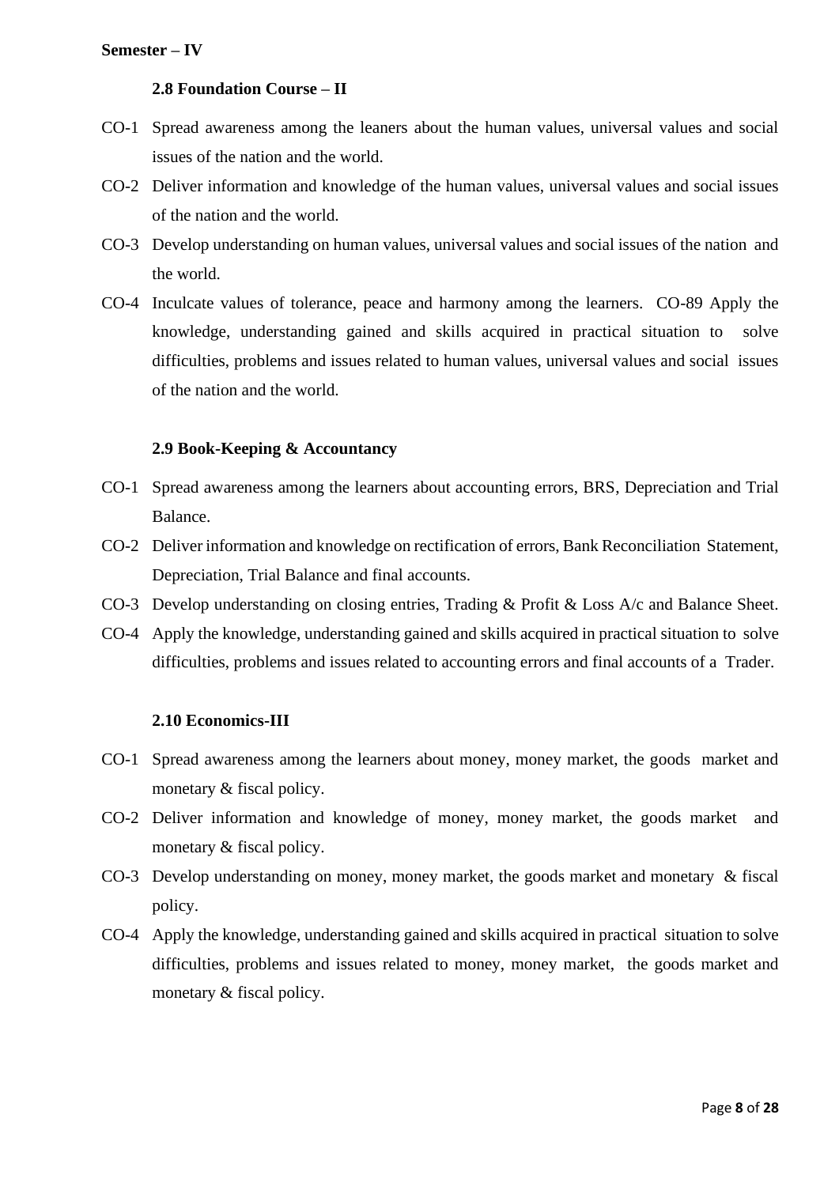**Semester – IV**

### 2.8 Foundation Course – II

- CO-1 Spread awareness among the leaners about the human values, universal values and social issues of the nation and the world.
- CO-2 Deliver information and knowledge of the human values, universal values and social issues of the nation and the world.
- CO-3 Develop understanding on human values, universal values and social issues of the nation and the world.
- CO-4 Inculcate values of tolerance, peace and harmony among the learners. CO-89 Apply the knowledge, understanding gained and skills acquired in practical situation to solve difficulties, problems and issues related to human values, universal values and social issues of the nation and the world.

### 2.9 Book-Keeping & Accountancy

- CO-1 Spread awareness among the learners about accounting errors, BRS, Depreciation and Trial Balance.
- CO-2 Deliver information and knowledge on rectification of errors, Bank Reconciliation Statement, Depreciation, Trial Balance and final accounts.
- CO-3 Develop understanding on closing entries, Trading & Profit & Loss A/c and Balance Sheet.
- CO-4 Apply the knowledge, understanding gained and skills acquired in practical situation to solve difficulties, problems and issues related to accounting errors and final accounts of a Trader.

### 2.10 Economics-III

- CO-1 Spread awareness among the learners about money, money market, the goods market and monetary & fiscal policy.
- CO-2 Deliver information and knowledge of money, money market, the goods market and monetary & fiscal policy.
- CO-3 Develop understanding on money, money market, the goods market and monetary & fiscal policy.
- CO-4 Apply the knowledge, understanding gained and skills acquired in practical situation to solve difficulties, problems and issues related to money, money market, the goods market and monetary & fiscal policy.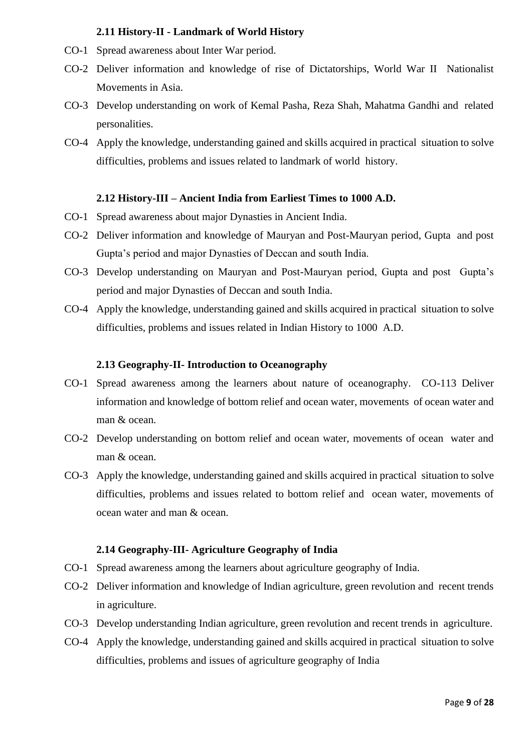### 2.11 History-II - Landmark of World History

CO-1 Spread awareness about Inter War period.

CO-2 Deliver information and knowledge of rise of Dictatorships, World War II Nationalist Movements in Asia.

CO-3 Develop understanding on work of Kemal Pasha, Reza Shah, Mahatma Gandhi and related personalities.

CO-4 Apply the knowledge, understanding gained and skills acquired in practical situation to solve difficulties, problems and issues related to landmark of world history.

### 2.12 History-III – Ancient India from Earliest Times to 1000 A.D.

CO-1 Spread awareness about major Dynasties in Ancient India.

CO-2 Deliver information and knowledge of Mauryan and Post-Mauryan period, Gupta and post Gupta's period and major Dynasties of Deccan and south India.

CO-3 Develop understanding on Mauryan and Post-Mauryan period, Gupta and post Gupta's period and major Dynasties of Deccan and south India.

CO-4 Apply the knowledge, understanding gained and skills acquired in practical situation to solve difficulties, problems and issues related in Indian History to 1000 A.D.

### 2.13 Geography-II- Introduction to Oceanography

CO-1 Spread awareness among the learners about nature of oceanography. CO-113 Deliver information and knowledge of bottom relief and ocean water, movements of ocean water and man & ocean.

CO-2 Develop understanding on bottom relief and ocean water, movements of ocean water and man & ocean.

CO-3 Apply the knowledge, understanding gained and skills acquired in practical situation to solve difficulties, problems and issues related to bottom relief and ocean water, movements of ocean water and man & ocean.

### 2.14 Geography-III- Agriculture Geography of India

CO-1 Spread awareness among the learners about agriculture geography of India.

CO-2 Deliver information and knowledge of Indian agriculture, green revolution and recent trends in agriculture.

CO-3 Develop understanding Indian agriculture, green revolution and recent trends in agriculture.

CO-4 Apply the knowledge, understanding gained and skills acquired in practical situation to solve difficulties, problems and issues of agriculture geography of India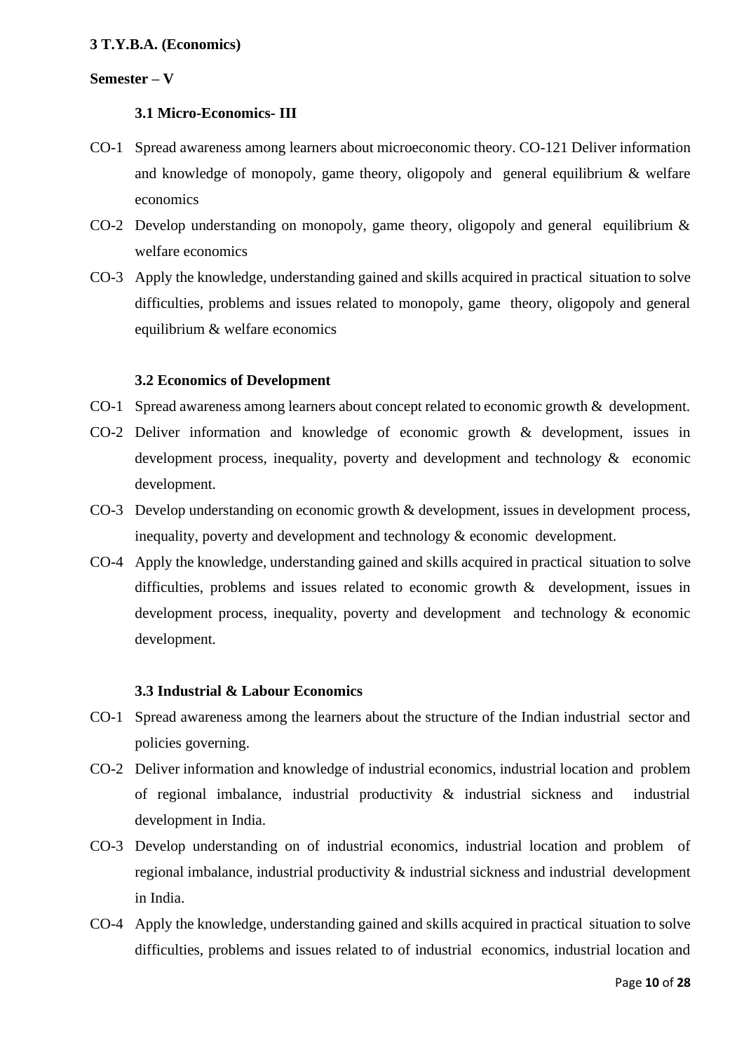**3 T.Y.B.A. (Economics)**

**Semester – V**

### 3.1 Micro-Economics- III

- CO-1 Spread awareness among learners about microeconomic theory. CO-121 Deliver information and knowledge of monopoly, game theory, oligopoly and general equilibrium & welfare economics
- CO-2 Develop understanding on monopoly, game theory, oligopoly and general equilibrium & welfare economics
- CO-3 Apply the knowledge, understanding gained and skills acquired in practical situation to solve difficulties, problems and issues related to monopoly, game theory, oligopoly and general equilibrium & welfare economics

### 3.2 Economics of Development

- CO-1 Spread awareness among learners about concept related to economic growth & development.
- CO-2 Deliver information and knowledge of economic growth & development, issues in development process, inequality, poverty and development and technology & economic development.
- CO-3 Develop understanding on economic growth & development, issues in development process, inequality, poverty and development and technology & economic development.
- CO-4 Apply the knowledge, understanding gained and skills acquired in practical situation to solve difficulties, problems and issues related to economic growth & development, issues in development process, inequality, poverty and development and technology & economic development.

### 3.3 Industrial & Labour Economics

- CO-1 Spread awareness among the learners about the structure of the Indian industrial sector and policies governing.
- CO-2 Deliver information and knowledge of industrial economics, industrial location and problem of regional imbalance, industrial productivity & industrial sickness and industrial development in India.
- CO-3 Develop understanding on of industrial economics, industrial location and problem of regional imbalance, industrial productivity & industrial sickness and industrial development in India.
- CO-4 Apply the knowledge, understanding gained and skills acquired in practical situation to solve difficulties, problems and issues related to of industrial economics, industrial location and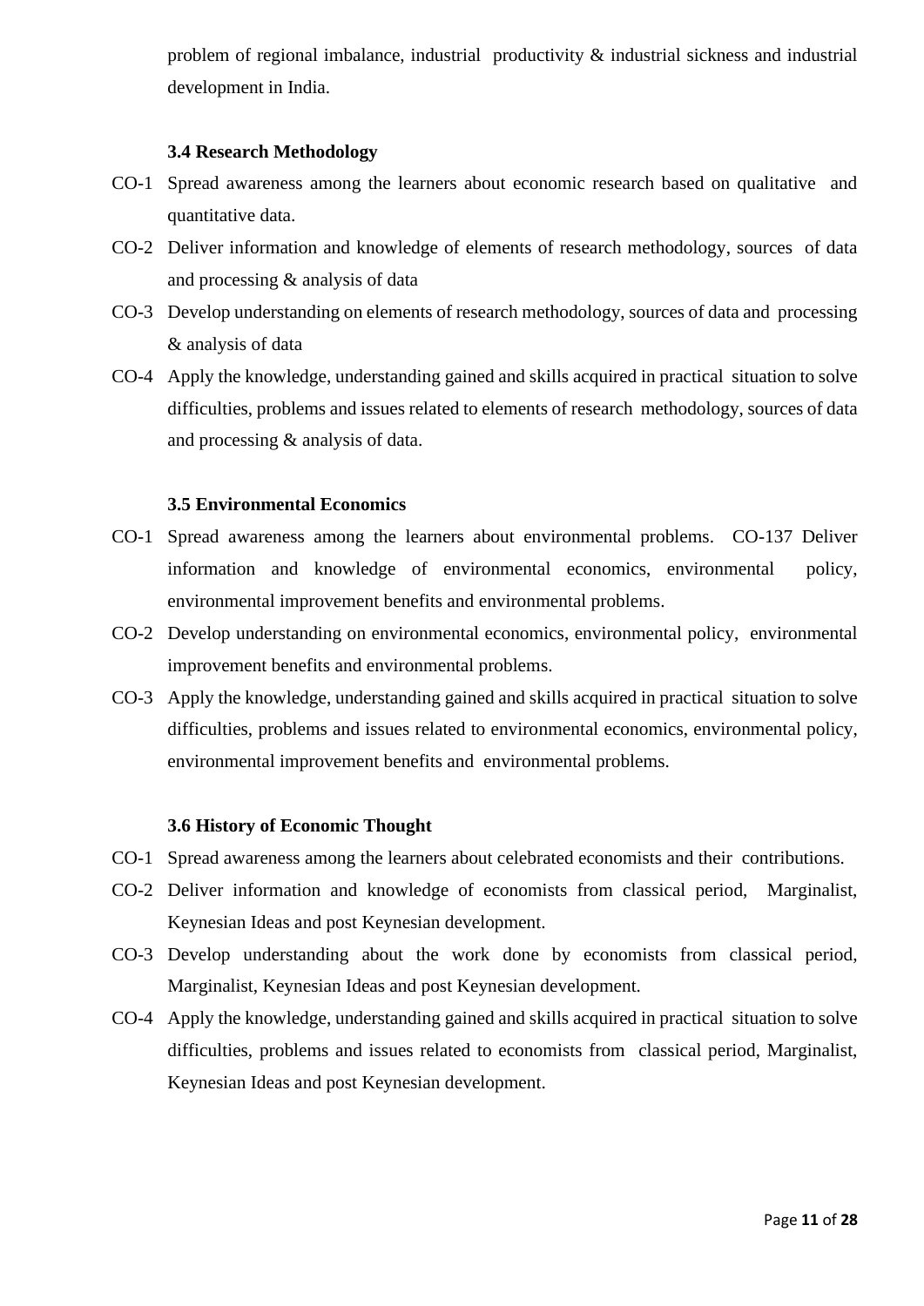problem of regional imbalance, industrial productivity & industrial sickness and industrial development in India.

### 3.4 Research Methodology

CO-1 Spread awareness among the learners about economic research based on qualitative and quantitative data.

CO-2 Deliver information and knowledge of elements of research methodology, sources of data and processing & analysis of data

CO-3 Develop understanding on elements of research methodology, sources of data and processing & analysis of data

CO-4 Apply the knowledge, understanding gained and skills acquired in practical situation to solve difficulties, problems and issues related to elements of research methodology, sources of data and processing & analysis of data.

### 3.5 Environmental Economics

CO-1 Spread awareness among the learners about environmental problems. CO-137 Deliver information and knowledge of environmental economics, environmental policy, environmental improvement benefits and environmental problems.

CO-2 Develop understanding on environmental economics, environmental policy, environmental improvement benefits and environmental problems.

CO-3 Apply the knowledge, understanding gained and skills acquired in practical situation to solve difficulties, problems and issues related to environmental economics, environmental policy, environmental improvement benefits and environmental problems.

### 3.6 History of Economic Thought

CO-1 Spread awareness among the learners about celebrated economists and their contributions.

CO-2 Deliver information and knowledge of economists from classical period, Marginalist, Keynesian Ideas and post Keynesian development.

CO-3 Develop understanding about the work done by economists from classical period, Marginalist, Keynesian Ideas and post Keynesian development.

CO-4 Apply the knowledge, understanding gained and skills acquired in practical situation to solve difficulties, problems and issues related to economists from classical period, Marginalist, Keynesian Ideas and post Keynesian development.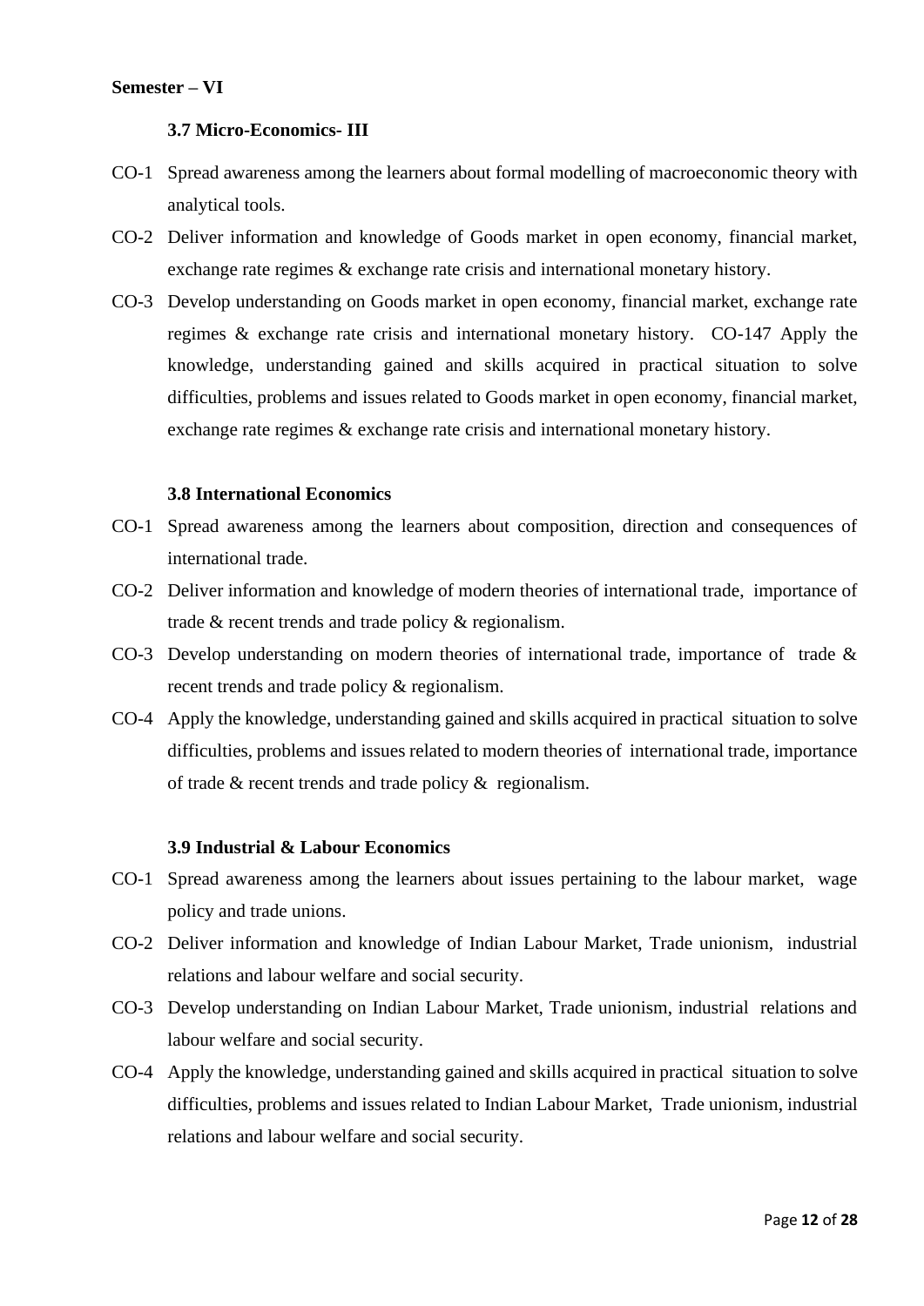**Semester – VI**

### 3.7 Micro-Economics- III

CO-1 Spread awareness among the learners about formal modelling of macroeconomic theory with analytical tools.

CO-2 Deliver information and knowledge of Goods market in open economy, financial market, exchange rate regimes & exchange rate crisis and international monetary history.

CO-3 Develop understanding on Goods market in open economy, financial market, exchange rate regimes & exchange rate crisis and international monetary history. CO-147 Apply the knowledge, understanding gained and skills acquired in practical situation to solve difficulties, problems and issues related to Goods market in open economy, financial market, exchange rate regimes & exchange rate crisis and international monetary history.

### 3.8 International Economics

CO-1 Spread awareness among the learners about composition, direction and consequences of international trade.

CO-2 Deliver information and knowledge of modern theories of international trade, importance of trade & recent trends and trade policy & regionalism.

CO-3 Develop understanding on modern theories of international trade, importance of trade & recent trends and trade policy & regionalism.

CO-4 Apply the knowledge, understanding gained and skills acquired in practical situation to solve difficulties, problems and issues related to modern theories of international trade, importance of trade & recent trends and trade policy & regionalism.

### 3.9 Industrial & Labour Economics

CO-1 Spread awareness among the learners about issues pertaining to the labour market, wage policy and trade unions.

CO-2 Deliver information and knowledge of Indian Labour Market, Trade unionism, industrial relations and labour welfare and social security.

CO-3 Develop understanding on Indian Labour Market, Trade unionism, industrial relations and labour welfare and social security.

CO-4 Apply the knowledge, understanding gained and skills acquired in practical situation to solve difficulties, problems and issues related to Indian Labour Market, Trade unionism, industrial relations and labour welfare and social security.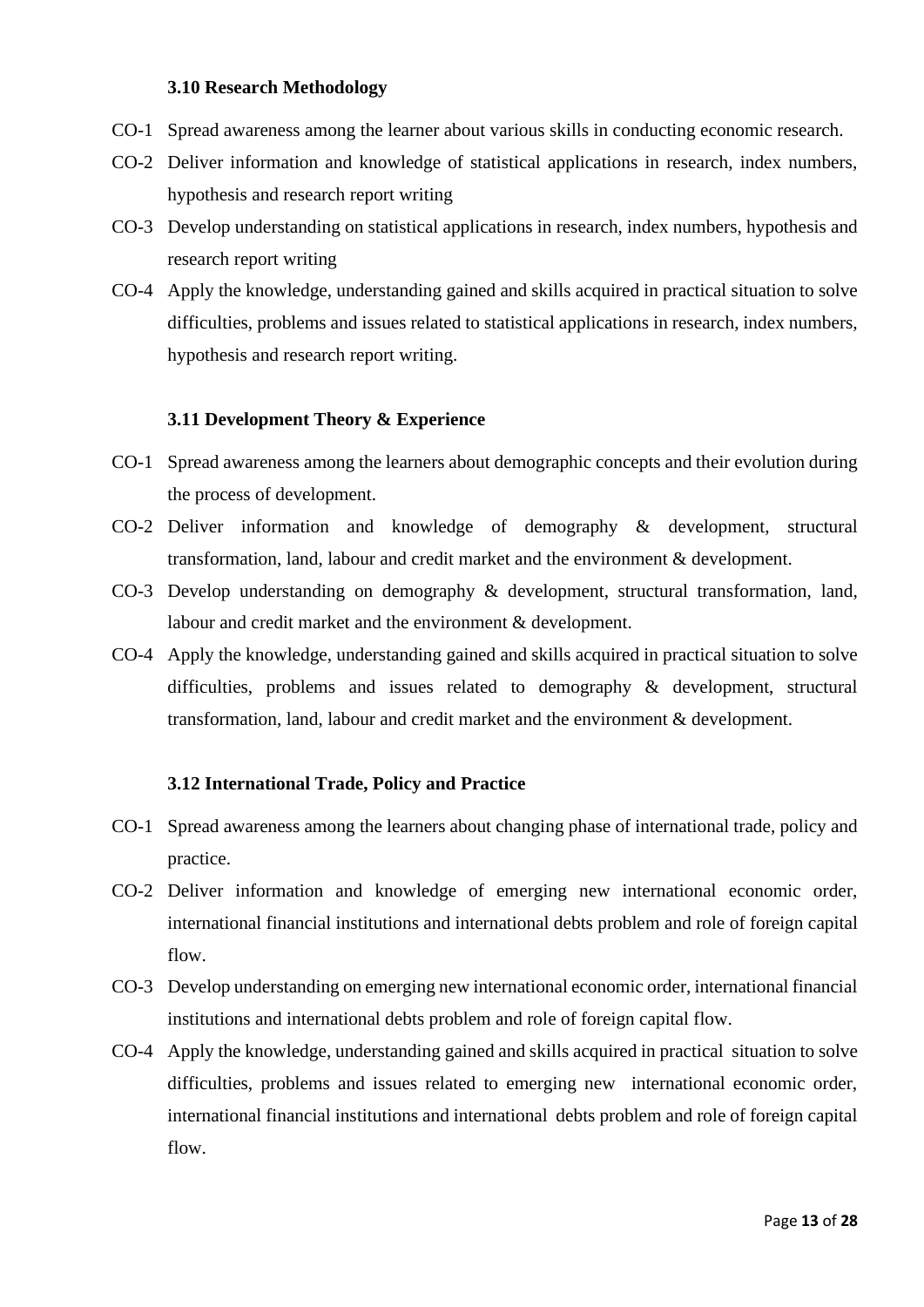### 3.10 Research Methodology

CO-1 Spread awareness among the learner about various skills in conducting economic research.

CO-2 Deliver information and knowledge of statistical applications in research, index numbers, hypothesis and research report writing

CO-3 Develop understanding on statistical applications in research, index numbers, hypothesis and research report writing

CO-4 Apply the knowledge, understanding gained and skills acquired in practical situation to solve difficulties, problems and issues related to statistical applications in research, index numbers, hypothesis and research report writing.

### 3.11 Development Theory & Experience

CO-1 Spread awareness among the learners about demographic concepts and their evolution during the process of development.

CO-2 Deliver information and knowledge of demography & development, structural transformation, land, labour and credit market and the environment & development.

CO-3 Develop understanding on demography & development, structural transformation, land, labour and credit market and the environment & development.

CO-4 Apply the knowledge, understanding gained and skills acquired in practical situation to solve difficulties, problems and issues related to demography & development, structural transformation, land, labour and credit market and the environment & development.

### 3.12 International Trade, Policy and Practice

CO-1 Spread awareness among the learners about changing phase of international trade, policy and practice.

CO-2 Deliver information and knowledge of emerging new international economic order, international financial institutions and international debts problem and role of foreign capital flow.

CO-3 Develop understanding on emerging new international economic order, international financial institutions and international debts problem and role of foreign capital flow.

CO-4 Apply the knowledge, understanding gained and skills acquired in practical situation to solve difficulties, problems and issues related to emerging new international economic order, international financial institutions and international debts problem and role of foreign capital flow.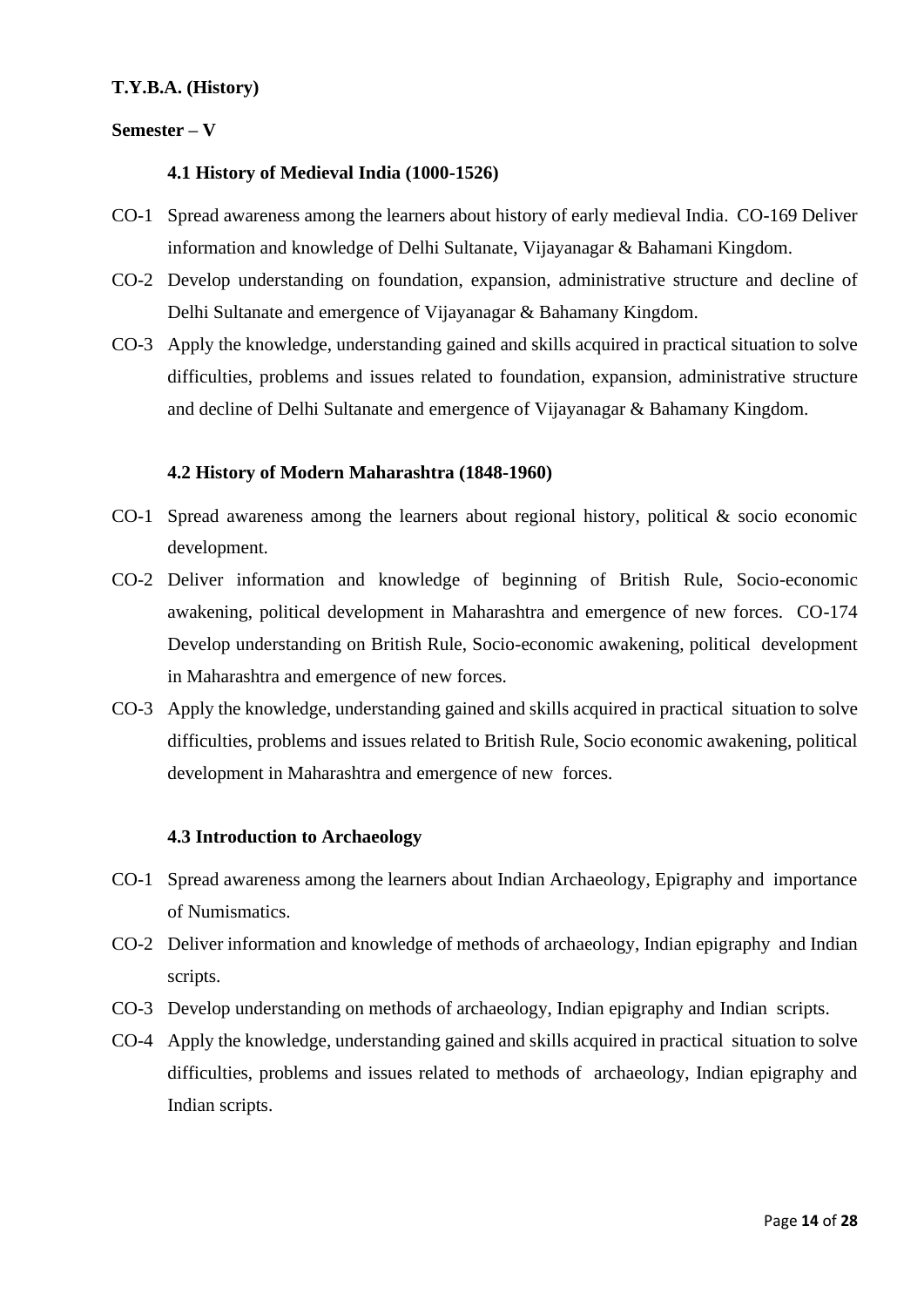**T.Y.B.A. (History)**

**Semester – V**

### 4.1 History of Medieval India (1000-1526)

- CO-1 Spread awareness among the learners about history of early medieval India. CO-169 Deliver information and knowledge of Delhi Sultanate, Vijayanagar & Bahamani Kingdom.
- CO-2 Develop understanding on foundation, expansion, administrative structure and decline of Delhi Sultanate and emergence of Vijayanagar & Bahamany Kingdom.
- CO-3 Apply the knowledge, understanding gained and skills acquired in practical situation to solve difficulties, problems and issues related to foundation, expansion, administrative structure and decline of Delhi Sultanate and emergence of Vijayanagar & Bahamany Kingdom.

### 4.2 History of Modern Maharashtra (1848-1960)

- CO-1 Spread awareness among the learners about regional history, political & socio economic development.
- CO-2 Deliver information and knowledge of beginning of British Rule, Socio-economic awakening, political development in Maharashtra and emergence of new forces. CO-174 Develop understanding on British Rule, Socio-economic awakening, political development in Maharashtra and emergence of new forces.
- CO-3 Apply the knowledge, understanding gained and skills acquired in practical situation to solve difficulties, problems and issues related to British Rule, Socio economic awakening, political development in Maharashtra and emergence of new forces.

### 4.3 Introduction to Archaeology

- CO-1 Spread awareness among the learners about Indian Archaeology, Epigraphy and importance of Numismatics.
- CO-2 Deliver information and knowledge of methods of archaeology, Indian epigraphy and Indian scripts.
- CO-3 Develop understanding on methods of archaeology, Indian epigraphy and Indian scripts.
- CO-4 Apply the knowledge, understanding gained and skills acquired in practical situation to solve difficulties, problems and issues related to methods of archaeology, Indian epigraphy and Indian scripts.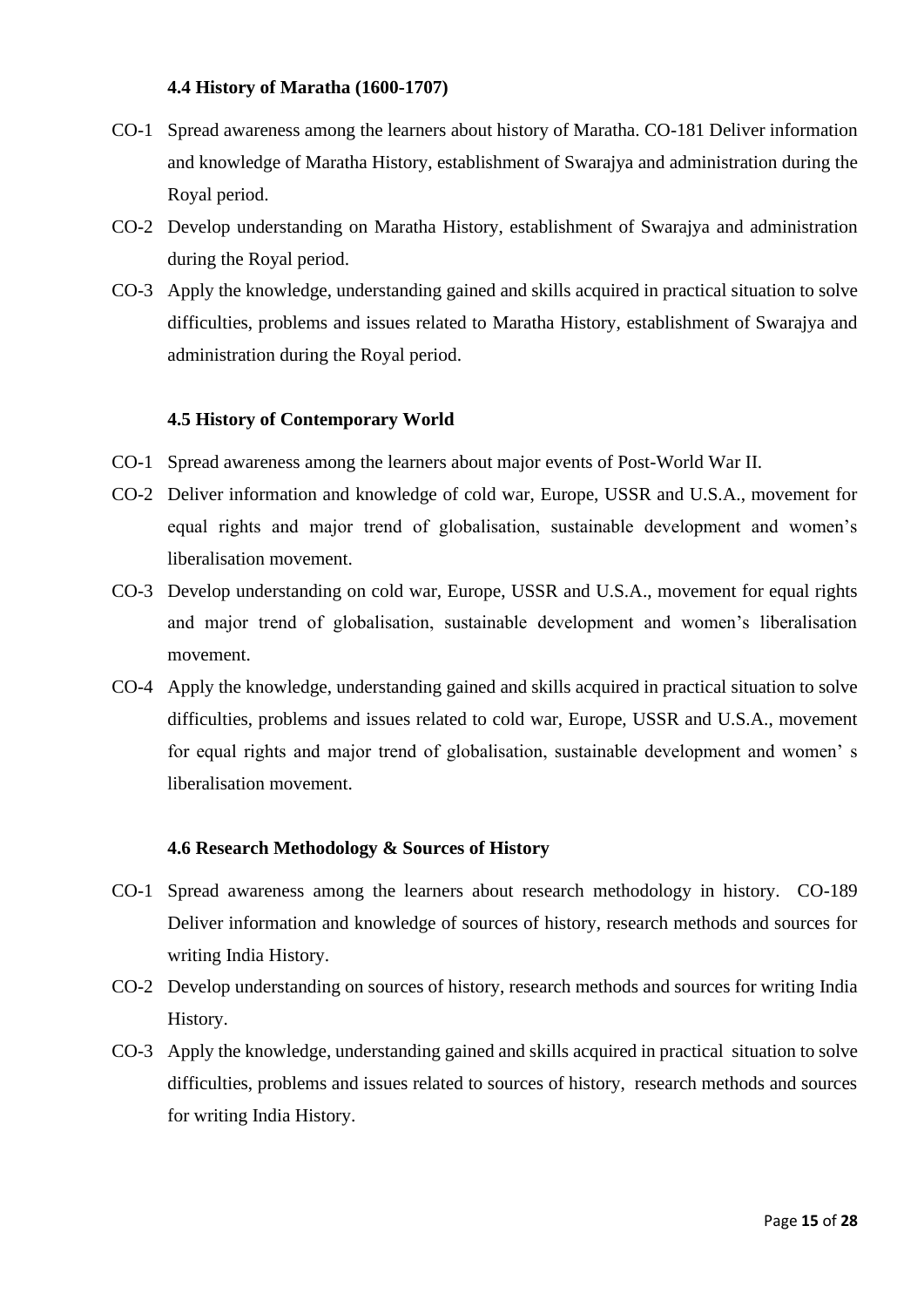#### 4.4 History of Maratha (1600-1707)

- CO-1 Spread awareness among the learners about history of Maratha. CO-181 Deliver information and knowledge of Maratha History, establishment of Swarajya and administration during the Royal period.
- CO-2 Develop understanding on Maratha History, establishment of Swarajya and administration during the Royal period.
- CO-3 Apply the knowledge, understanding gained and skills acquired in practical situation to solve difficulties, problems and issues related to Maratha History, establishment of Swarajya and administration during the Royal period.

#### 4.5 History of Contemporary World

- CO-1 Spread awareness among the learners about major events of Post-World War II.
- CO-2 Deliver information and knowledge of cold war, Europe, USSR and U.S.A., movement for equal rights and major trend of globalisation, sustainable development and women's liberalisation movement.
- CO-3 Develop understanding on cold war, Europe, USSR and U.S.A., movement for equal rights and major trend of globalisation, sustainable development and women's liberalisation movement.
- CO-4 Apply the knowledge, understanding gained and skills acquired in practical situation to solve difficulties, problems and issues related to cold war, Europe, USSR and U.S.A., movement for equal rights and major trend of globalisation, sustainable development and women' s liberalisation movement.

#### 4.6 Research Methodology & Sources of History

- CO-1 Spread awareness among the learners about research methodology in history. CO-189 Deliver information and knowledge of sources of history, research methods and sources for writing India History.
- CO-2 Develop understanding on sources of history, research methods and sources for writing India History.
- CO-3 Apply the knowledge, understanding gained and skills acquired in practical situation to solve difficulties, problems and issues related to sources of history, research methods and sources for writing India History.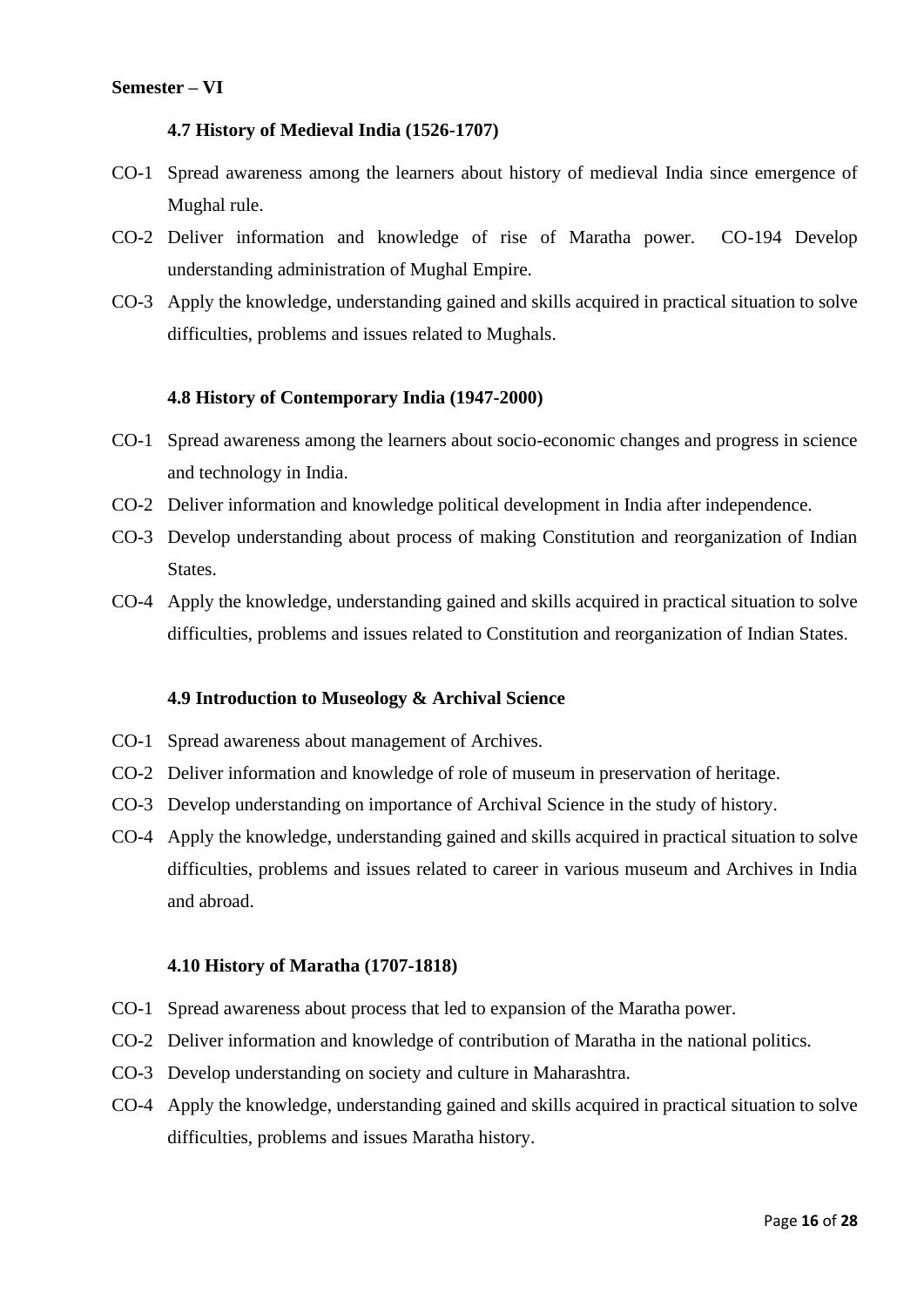**Semester – VI**

### 4.7 History of Medieval India (1526-1707)

- CO-1 Spread awareness among the learners about history of medieval India since emergence of Mughal rule.
- CO-2 Deliver information and knowledge of rise of Maratha power. CO-194 Develop understanding administration of Mughal Empire.
- CO-3 Apply the knowledge, understanding gained and skills acquired in practical situation to solve difficulties, problems and issues related to Mughals.

### 4.8 History of Contemporary India (1947-2000)

- CO-1 Spread awareness among the learners about socio-economic changes and progress in science and technology in India.
- CO-2 Deliver information and knowledge political development in India after independence.
- CO-3 Develop understanding about process of making Constitution and reorganization of Indian States.
- CO-4 Apply the knowledge, understanding gained and skills acquired in practical situation to solve difficulties, problems and issues related to Constitution and reorganization of Indian States.

### 4.9 Introduction to Museology & Archival Science

- CO-1 Spread awareness about management of Archives.
- CO-2 Deliver information and knowledge of role of museum in preservation of heritage.
- CO-3 Develop understanding on importance of Archival Science in the study of history.
- CO-4 Apply the knowledge, understanding gained and skills acquired in practical situation to solve difficulties, problems and issues related to career in various museum and Archives in India and abroad.

### 4.10 History of Maratha (1707-1818)

- CO-1 Spread awareness about process that led to expansion of the Maratha power.
- CO-2 Deliver information and knowledge of contribution of Maratha in the national politics.
- CO-3 Develop understanding on society and culture in Maharashtra.
- CO-4 Apply the knowledge, understanding gained and skills acquired in practical situation to solve difficulties, problems and issues Maratha history.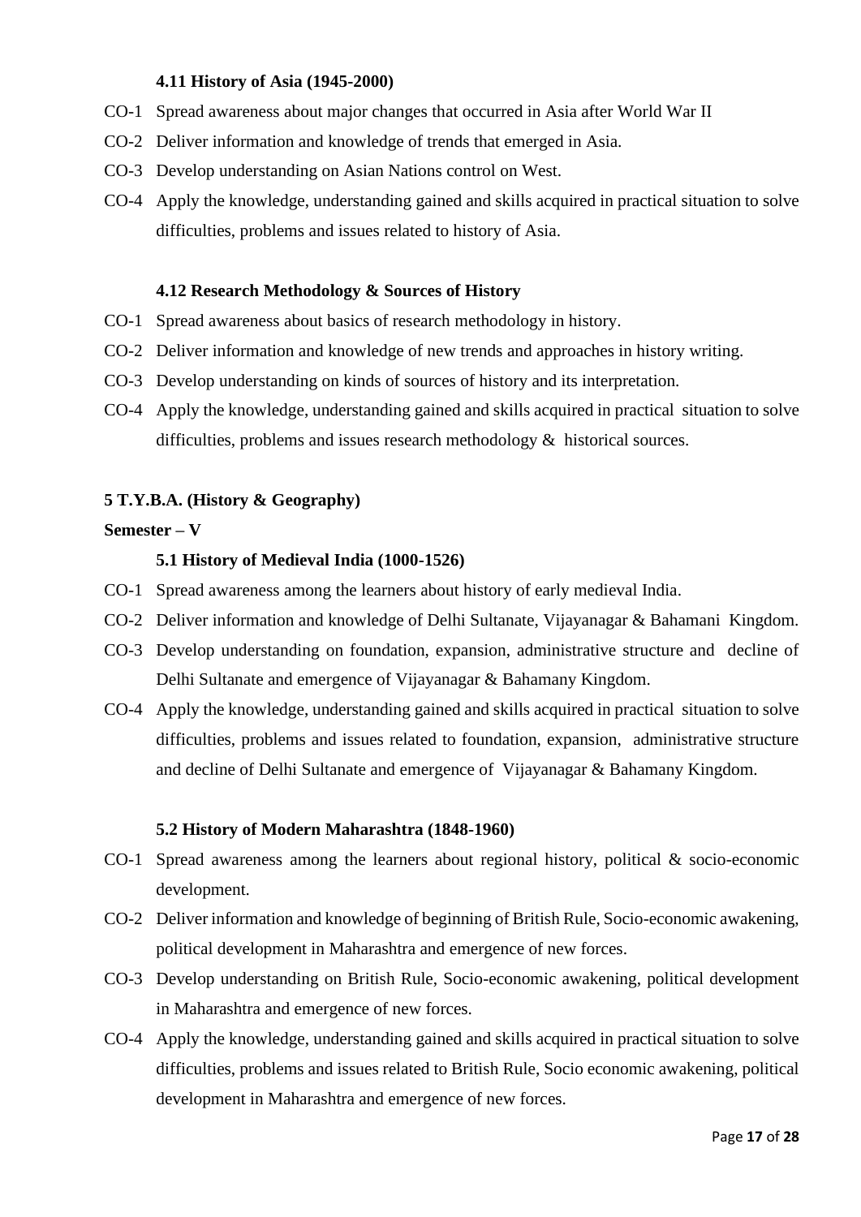### 4.11 History of Asia (1945-2000)

- CO-1 Spread awareness about major changes that occurred in Asia after World War II
- CO-2 Deliver information and knowledge of trends that emerged in Asia.
- CO-3 Develop understanding on Asian Nations control on West.
- CO-4 Apply the knowledge, understanding gained and skills acquired in practical situation to solve difficulties, problems and issues related to history of Asia.

### 4.12 Research Methodology & Sources of History

- CO-1 Spread awareness about basics of research methodology in history.
- CO-2 Deliver information and knowledge of new trends and approaches in history writing.
- CO-3 Develop understanding on kinds of sources of history and its interpretation.
- CO-4 Apply the knowledge, understanding gained and skills acquired in practical situation to solve difficulties, problems and issues research methodology & historical sources.

## 5 T.Y.B.A. (History & Geography)

**Semester – V**

### 5.1 History of Medieval India (1000-1526)

- CO-1 Spread awareness among the learners about history of early medieval India.
- CO-2 Deliver information and knowledge of Delhi Sultanate, Vijayanagar & Bahamani Kingdom.
- CO-3 Develop understanding on foundation, expansion, administrative structure and decline of Delhi Sultanate and emergence of Vijayanagar & Bahamany Kingdom.
- CO-4 Apply the knowledge, understanding gained and skills acquired in practical situation to solve difficulties, problems and issues related to foundation, expansion, administrative structure and decline of Delhi Sultanate and emergence of Vijayanagar & Bahamany Kingdom.

### 5.2 History of Modern Maharashtra (1848-1960)

- CO-1 Spread awareness among the learners about regional history, political & socio-economic development.
- CO-2 Deliver information and knowledge of beginning of British Rule, Socio-economic awakening, political development in Maharashtra and emergence of new forces.
- CO-3 Develop understanding on British Rule, Socio-economic awakening, political development in Maharashtra and emergence of new forces.
- CO-4 Apply the knowledge, understanding gained and skills acquired in practical situation to solve difficulties, problems and issues related to British Rule, Socio economic awakening, political development in Maharashtra and emergence of new forces.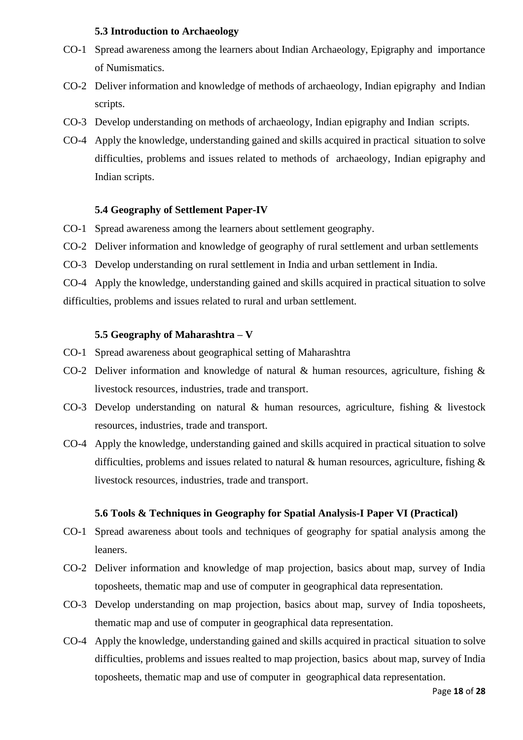### 5.3 Introduction to Archaeology

- CO-1 Spread awareness among the learners about Indian Archaeology, Epigraphy and importance of Numismatics.
- CO-2 Deliver information and knowledge of methods of archaeology, Indian epigraphy and Indian scripts.
- CO-3 Develop understanding on methods of archaeology, Indian epigraphy and Indian scripts.
- CO-4 Apply the knowledge, understanding gained and skills acquired in practical situation to solve difficulties, problems and issues related to methods of archaeology, Indian epigraphy and Indian scripts.

### 5.4 Geography of Settlement Paper-IV

- CO-1 Spread awareness among the learners about settlement geography.
- CO-2 Deliver information and knowledge of geography of rural settlement and urban settlements
- CO-3 Develop understanding on rural settlement in India and urban settlement in India.
- CO-4 Apply the knowledge, understanding gained and skills acquired in practical situation to solve difficulties, problems and issues related to rural and urban settlement.

### 5.5 Geography of Maharashtra – V

- CO-1 Spread awareness about geographical setting of Maharashtra
- CO-2 Deliver information and knowledge of natural & human resources, agriculture, fishing & livestock resources, industries, trade and transport.
- CO-3 Develop understanding on natural & human resources, agriculture, fishing & livestock resources, industries, trade and transport.
- CO-4 Apply the knowledge, understanding gained and skills acquired in practical situation to solve difficulties, problems and issues related to natural & human resources, agriculture, fishing & livestock resources, industries, trade and transport.

### 5.6 Tools & Techniques in Geography for Spatial Analysis-I Paper VI (Practical)

- CO-1 Spread awareness about tools and techniques of geography for spatial analysis among the leaners.
- CO-2 Deliver information and knowledge of map projection, basics about map, survey of India toposheets, thematic map and use of computer in geographical data representation.
- CO-3 Develop understanding on map projection, basics about map, survey of India toposheets, thematic map and use of computer in geographical data representation.
- CO-4 Apply the knowledge, understanding gained and skills acquired in practical situation to solve difficulties, problems and issues realted to map projection, basics about map, survey of India toposheets, thematic map and use of computer in geographical data representation.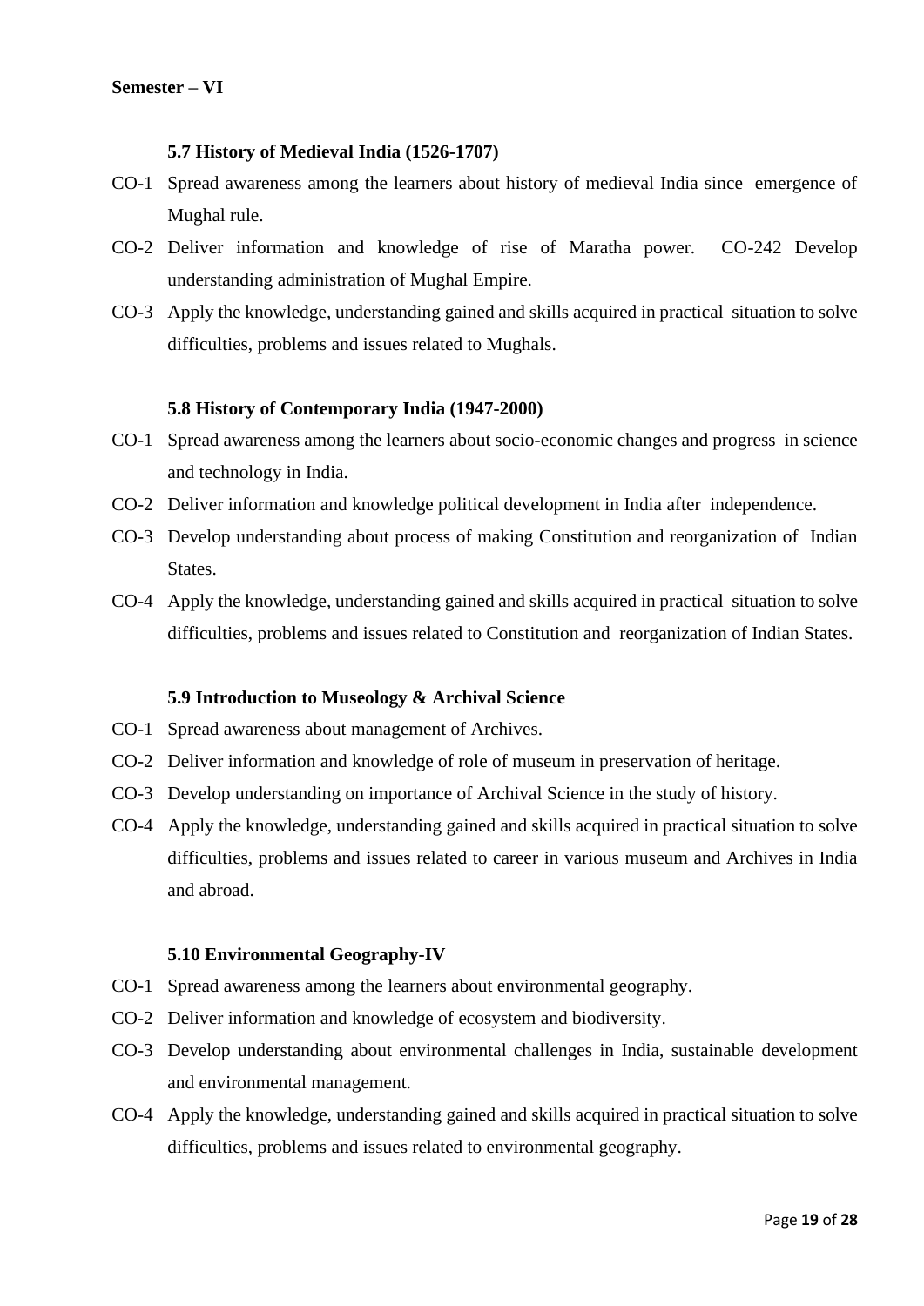**Semester – VI**

### 5.7 History of Medieval India (1526-1707)

- CO-1 Spread awareness among the learners about history of medieval India since emergence of Mughal rule.
- CO-2 Deliver information and knowledge of rise of Maratha power. CO-242 Develop understanding administration of Mughal Empire.
- CO-3 Apply the knowledge, understanding gained and skills acquired in practical situation to solve difficulties, problems and issues related to Mughals.

### 5.8 History of Contemporary India (1947-2000)

- CO-1 Spread awareness among the learners about socio-economic changes and progress in science and technology in India.
- CO-2 Deliver information and knowledge political development in India after independence.
- CO-3 Develop understanding about process of making Constitution and reorganization of Indian States.
- CO-4 Apply the knowledge, understanding gained and skills acquired in practical situation to solve difficulties, problems and issues related to Constitution and reorganization of Indian States.

### 5.9 Introduction to Museology & Archival Science

- CO-1 Spread awareness about management of Archives.
- CO-2 Deliver information and knowledge of role of museum in preservation of heritage.
- CO-3 Develop understanding on importance of Archival Science in the study of history.
- CO-4 Apply the knowledge, understanding gained and skills acquired in practical situation to solve difficulties, problems and issues related to career in various museum and Archives in India and abroad.

### 5.10 Environmental Geography-IV

- CO-1 Spread awareness among the learners about environmental geography.
- CO-2 Deliver information and knowledge of ecosystem and biodiversity.
- CO-3 Develop understanding about environmental challenges in India, sustainable development and environmental management.
- CO-4 Apply the knowledge, understanding gained and skills acquired in practical situation to solve difficulties, problems and issues related to environmental geography.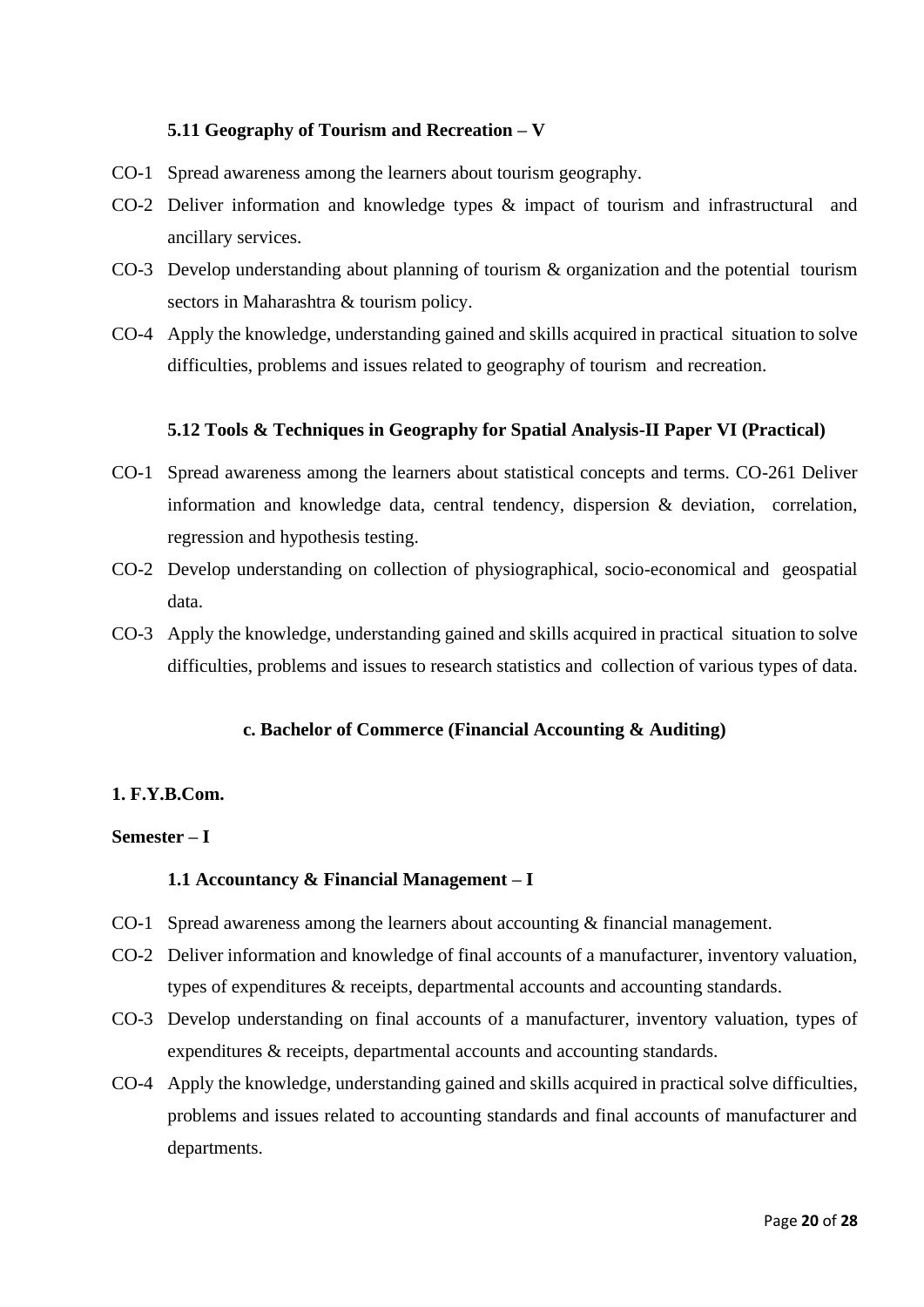#### 5.11 Geography of Tourism and Recreation – V

CO-1 Spread awareness among the learners about tourism geography.

CO-2 Deliver information and knowledge types & impact of tourism and infrastructural and ancillary services.

CO-3 Develop understanding about planning of tourism & organization and the potential tourism sectors in Maharashtra & tourism policy.

CO-4 Apply the knowledge, understanding gained and skills acquired in practical situation to solve difficulties, problems and issues related to geography of tourism and recreation.

#### 5.12 Tools & Techniques in Geography for Spatial Analysis-II Paper VI (Practical)

CO-1 Spread awareness among the learners about statistical concepts and terms. CO-261 Deliver information and knowledge data, central tendency, dispersion & deviation, correlation, regression and hypothesis testing.

CO-2 Develop understanding on collection of physiographical, socio-economical and geospatial data.

CO-3 Apply the knowledge, understanding gained and skills acquired in practical situation to solve difficulties, problems and issues to research statistics and collection of various types of data.

## c. Bachelor of Commerce (Financial Accounting & Auditing)

### 1. F.Y.B.Com.

**Semester – I**

#### 1.1 Accountancy & Financial Management – I

CO-1 Spread awareness among the learners about accounting & financial management.

CO-2 Deliver information and knowledge of final accounts of a manufacturer, inventory valuation, types of expenditures & receipts, departmental accounts and accounting standards.

CO-3 Develop understanding on final accounts of a manufacturer, inventory valuation, types of expenditures & receipts, departmental accounts and accounting standards.

CO-4 Apply the knowledge, understanding gained and skills acquired in practical solve difficulties, problems and issues related to accounting standards and final accounts of manufacturer and departments.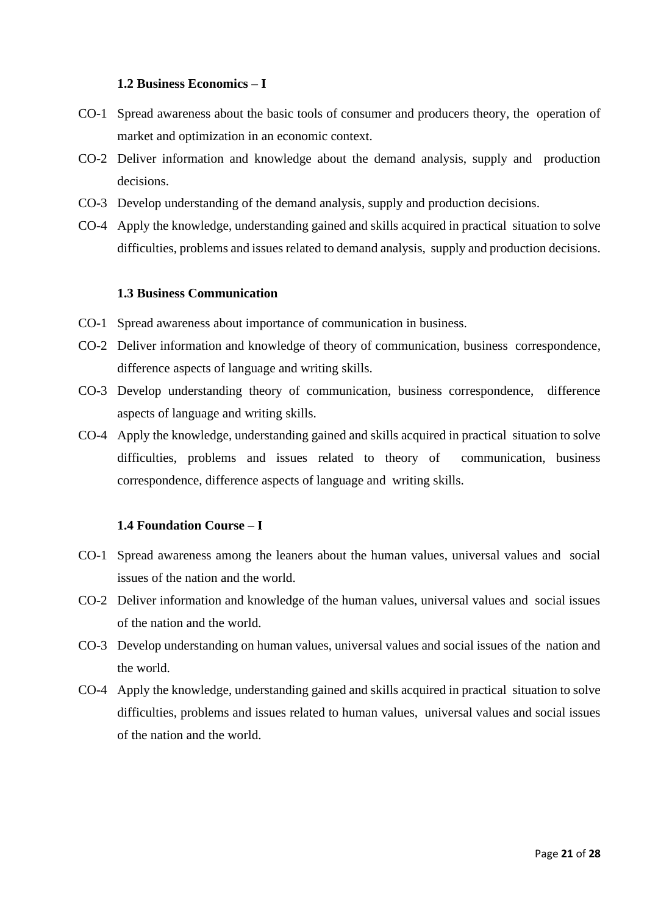### 1.2 Business Economics – I

- CO-1 Spread awareness about the basic tools of consumer and producers theory, the operation of market and optimization in an economic context.
- CO-2 Deliver information and knowledge about the demand analysis, supply and production decisions.
- CO-3 Develop understanding of the demand analysis, supply and production decisions.
- CO-4 Apply the knowledge, understanding gained and skills acquired in practical situation to solve difficulties, problems and issues related to demand analysis, supply and production decisions.

### 1.3 Business Communication

- CO-1 Spread awareness about importance of communication in business.
- CO-2 Deliver information and knowledge of theory of communication, business correspondence, difference aspects of language and writing skills.
- CO-3 Develop understanding theory of communication, business correspondence, difference aspects of language and writing skills.
- CO-4 Apply the knowledge, understanding gained and skills acquired in practical situation to solve difficulties, problems and issues related to theory of communication, business correspondence, difference aspects of language and writing skills.

### 1.4 Foundation Course – I

- CO-1 Spread awareness among the leaners about the human values, universal values and social issues of the nation and the world.
- CO-2 Deliver information and knowledge of the human values, universal values and social issues of the nation and the world.
- CO-3 Develop understanding on human values, universal values and social issues of the nation and the world.
- CO-4 Apply the knowledge, understanding gained and skills acquired in practical situation to solve difficulties, problems and issues related to human values, universal values and social issues of the nation and the world.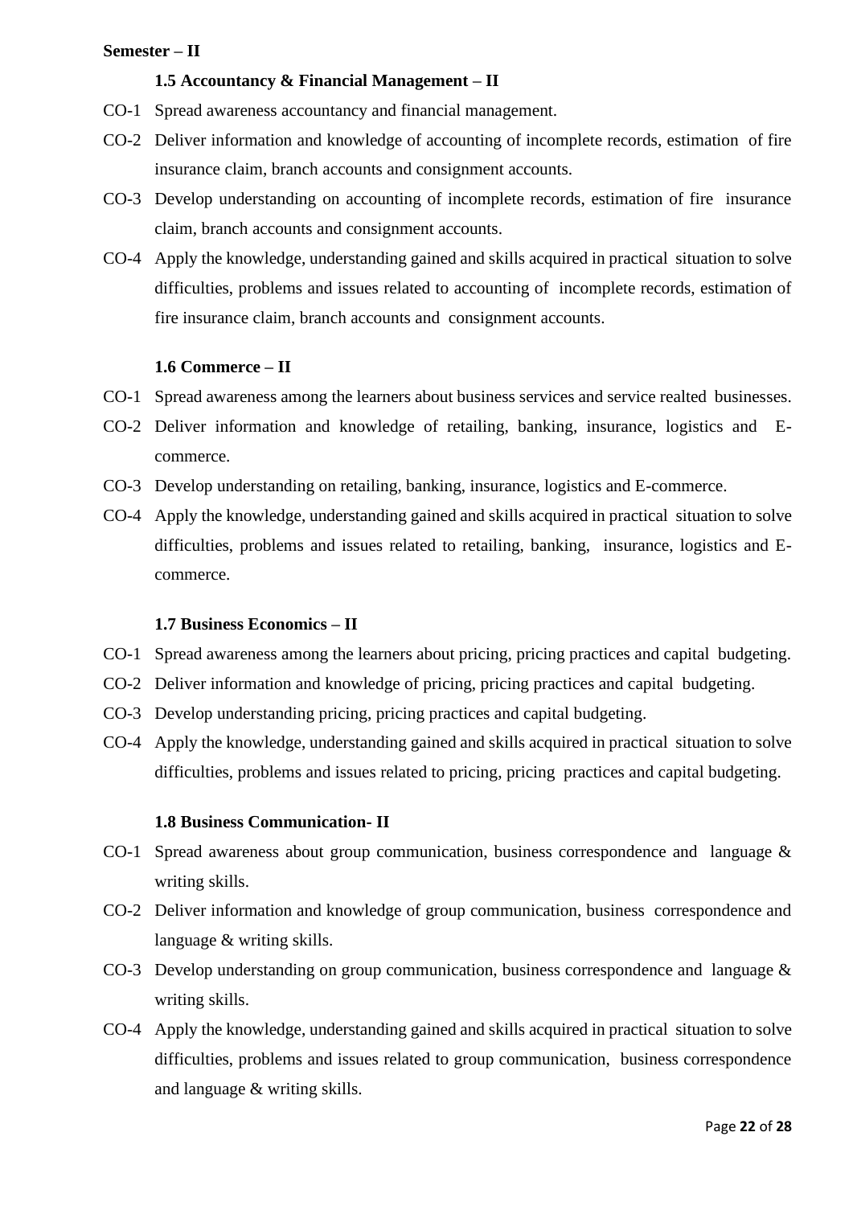**Semester – II**

### 1.5 Accountancy & Financial Management – II

- CO-1 Spread awareness accountancy and financial management.
- CO-2 Deliver information and knowledge of accounting of incomplete records, estimation of fire insurance claim, branch accounts and consignment accounts.
- CO-3 Develop understanding on accounting of incomplete records, estimation of fire insurance claim, branch accounts and consignment accounts.
- CO-4 Apply the knowledge, understanding gained and skills acquired in practical situation to solve difficulties, problems and issues related to accounting of incomplete records, estimation of fire insurance claim, branch accounts and consignment accounts.

### 1.6 Commerce – II

- CO-1 Spread awareness among the learners about business services and service realted businesses.
- CO-2 Deliver information and knowledge of retailing, banking, insurance, logistics and E-commerce.
- CO-3 Develop understanding on retailing, banking, insurance, logistics and E-commerce.
- CO-4 Apply the knowledge, understanding gained and skills acquired in practical situation to solve difficulties, problems and issues related to retailing, banking, insurance, logistics and E-commerce.

### 1.7 Business Economics – II

- CO-1 Spread awareness among the learners about pricing, pricing practices and capital budgeting.
- CO-2 Deliver information and knowledge of pricing, pricing practices and capital budgeting.
- CO-3 Develop understanding pricing, pricing practices and capital budgeting.
- CO-4 Apply the knowledge, understanding gained and skills acquired in practical situation to solve difficulties, problems and issues related to pricing, pricing practices and capital budgeting.

### 1.8 Business Communication- II

- CO-1 Spread awareness about group communication, business correspondence and language & writing skills.
- CO-2 Deliver information and knowledge of group communication, business correspondence and language & writing skills.
- CO-3 Develop understanding on group communication, business correspondence and language & writing skills.
- CO-4 Apply the knowledge, understanding gained and skills acquired in practical situation to solve difficulties, problems and issues related to group communication, business correspondence and language & writing skills.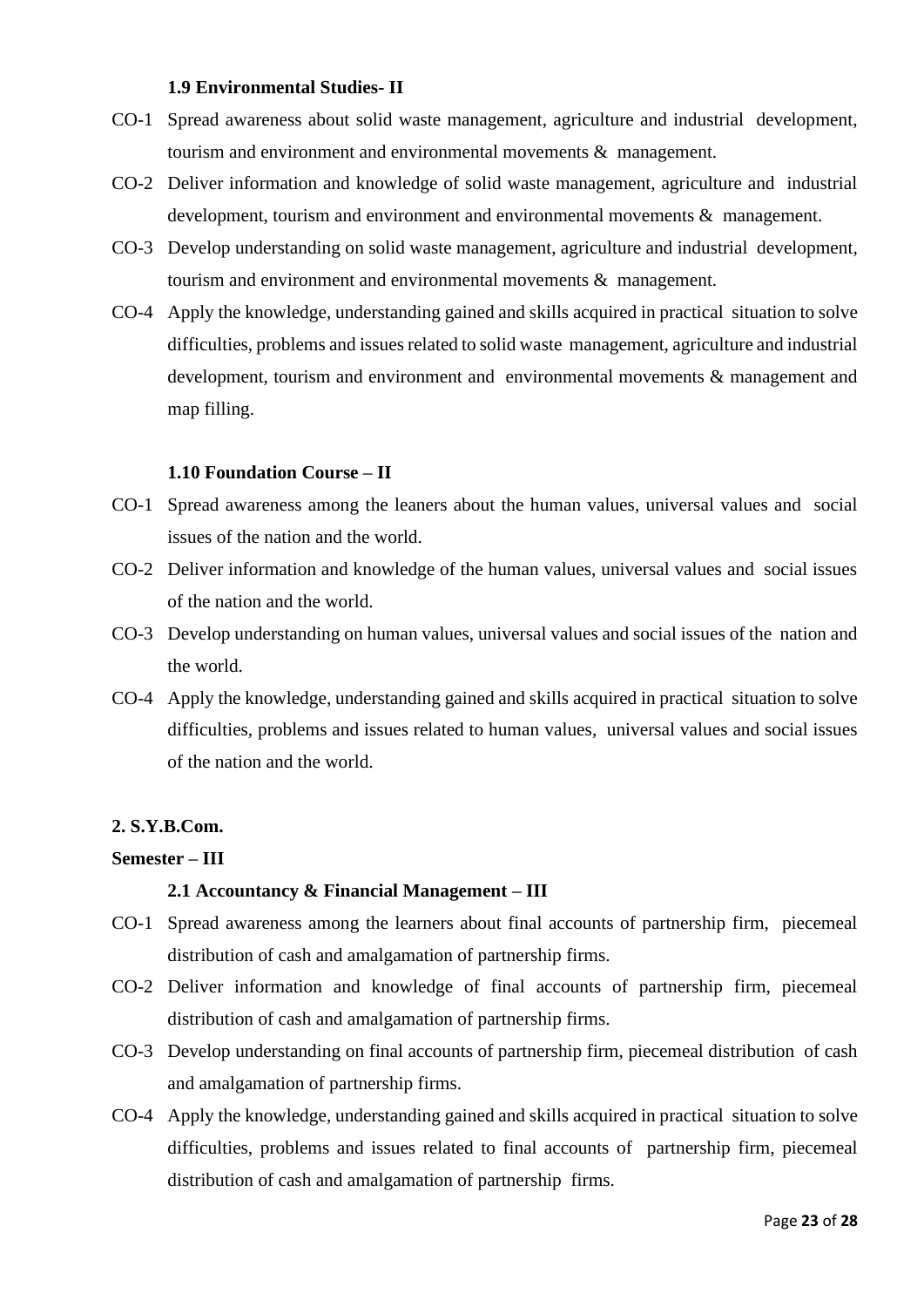### 1.9 Environmental Studies- II

CO-1 Spread awareness about solid waste management, agriculture and industrial development, tourism and environment and environmental movements & management.

CO-2 Deliver information and knowledge of solid waste management, agriculture and industrial development, tourism and environment and environmental movements & management.

CO-3 Develop understanding on solid waste management, agriculture and industrial development, tourism and environment and environmental movements & management.

CO-4 Apply the knowledge, understanding gained and skills acquired in practical situation to solve difficulties, problems and issues related to solid waste management, agriculture and industrial development, tourism and environment and environmental movements & management and map filling.

### 1.10 Foundation Course – II

CO-1 Spread awareness among the leaners about the human values, universal values and social issues of the nation and the world.

CO-2 Deliver information and knowledge of the human values, universal values and social issues of the nation and the world.

CO-3 Develop understanding on human values, universal values and social issues of the nation and the world.

CO-4 Apply the knowledge, understanding gained and skills acquired in practical situation to solve difficulties, problems and issues related to human values, universal values and social issues of the nation and the world.

## 2. S.Y.B.Com.

**Semester – III**

### 2.1 Accountancy & Financial Management – III

CO-1 Spread awareness among the learners about final accounts of partnership firm, piecemeal distribution of cash and amalgamation of partnership firms.

CO-2 Deliver information and knowledge of final accounts of partnership firm, piecemeal distribution of cash and amalgamation of partnership firms.

CO-3 Develop understanding on final accounts of partnership firm, piecemeal distribution of cash and amalgamation of partnership firms.

CO-4 Apply the knowledge, understanding gained and skills acquired in practical situation to solve difficulties, problems and issues related to final accounts of partnership firm, piecemeal distribution of cash and amalgamation of partnership firms.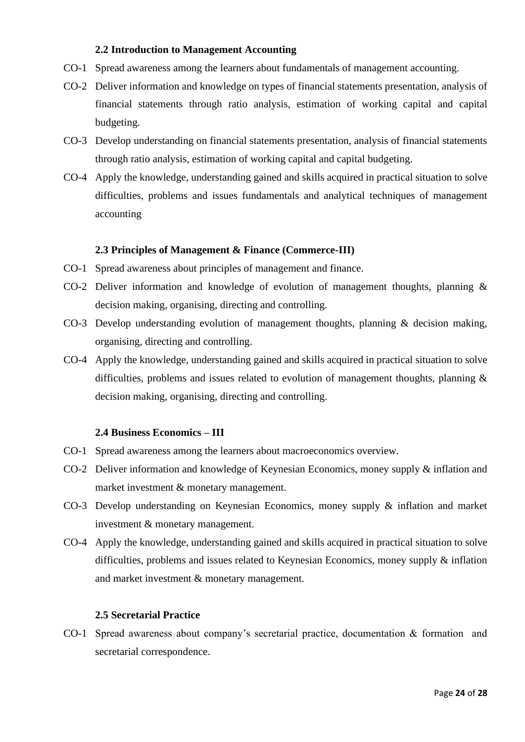### 2.2 Introduction to Management Accounting

CO-1 Spread awareness among the learners about fundamentals of management accounting.

CO-2 Deliver information and knowledge on types of financial statements presentation, analysis of financial statements through ratio analysis, estimation of working capital and capital budgeting.

CO-3 Develop understanding on financial statements presentation, analysis of financial statements through ratio analysis, estimation of working capital and capital budgeting.

CO-4 Apply the knowledge, understanding gained and skills acquired in practical situation to solve difficulties, problems and issues fundamentals and analytical techniques of management accounting

### 2.3 Principles of Management & Finance (Commerce-III)

CO-1 Spread awareness about principles of management and finance.

CO-2 Deliver information and knowledge of evolution of management thoughts, planning & decision making, organising, directing and controlling.

CO-3 Develop understanding evolution of management thoughts, planning & decision making, organising, directing and controlling.

CO-4 Apply the knowledge, understanding gained and skills acquired in practical situation to solve difficulties, problems and issues related to evolution of management thoughts, planning & decision making, organising, directing and controlling.

### 2.4 Business Economics – III

CO-1 Spread awareness among the learners about macroeconomics overview.

CO-2 Deliver information and knowledge of Keynesian Economics, money supply & inflation and market investment & monetary management.

CO-3 Develop understanding on Keynesian Economics, money supply & inflation and market investment & monetary management.

CO-4 Apply the knowledge, understanding gained and skills acquired in practical situation to solve difficulties, problems and issues related to Keynesian Economics, money supply & inflation and market investment & monetary management.

### 2.5 Secretarial Practice

CO-1 Spread awareness about company's secretarial practice, documentation & formation and secretarial correspondence.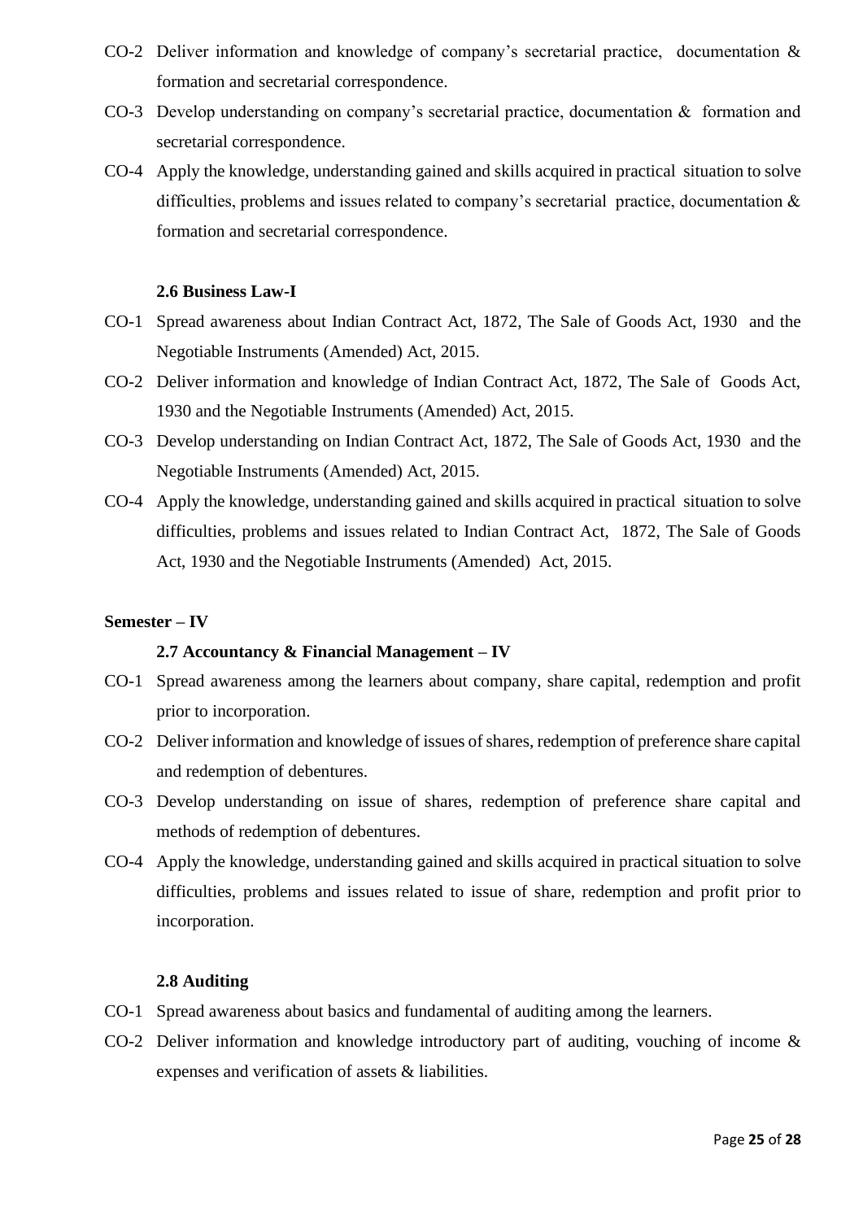CO-2 Deliver information and knowledge of company's secretarial practice, documentation & formation and secretarial correspondence.

CO-3 Develop understanding on company's secretarial practice, documentation & formation and secretarial correspondence.

CO-4 Apply the knowledge, understanding gained and skills acquired in practical situation to solve difficulties, problems and issues related to company's secretarial practice, documentation & formation and secretarial correspondence.

### 2.6 Business Law-I

CO-1 Spread awareness about Indian Contract Act, 1872, The Sale of Goods Act, 1930 and the Negotiable Instruments (Amended) Act, 2015.

CO-2 Deliver information and knowledge of Indian Contract Act, 1872, The Sale of Goods Act, 1930 and the Negotiable Instruments (Amended) Act, 2015.

CO-3 Develop understanding on Indian Contract Act, 1872, The Sale of Goods Act, 1930 and the Negotiable Instruments (Amended) Act, 2015.

CO-4 Apply the knowledge, understanding gained and skills acquired in practical situation to solve difficulties, problems and issues related to Indian Contract Act, 1872, The Sale of Goods Act, 1930 and the Negotiable Instruments (Amended) Act, 2015.

## Semester – IV

### 2.7 Accountancy & Financial Management – IV

CO-1 Spread awareness among the learners about company, share capital, redemption and profit prior to incorporation.

CO-2 Deliver information and knowledge of issues of shares, redemption of preference share capital and redemption of debentures.

CO-3 Develop understanding on issue of shares, redemption of preference share capital and methods of redemption of debentures.

CO-4 Apply the knowledge, understanding gained and skills acquired in practical situation to solve difficulties, problems and issues related to issue of share, redemption and profit prior to incorporation.

### 2.8 Auditing

CO-1 Spread awareness about basics and fundamental of auditing among the learners.

CO-2 Deliver information and knowledge introductory part of auditing, vouching of income & expenses and verification of assets & liabilities.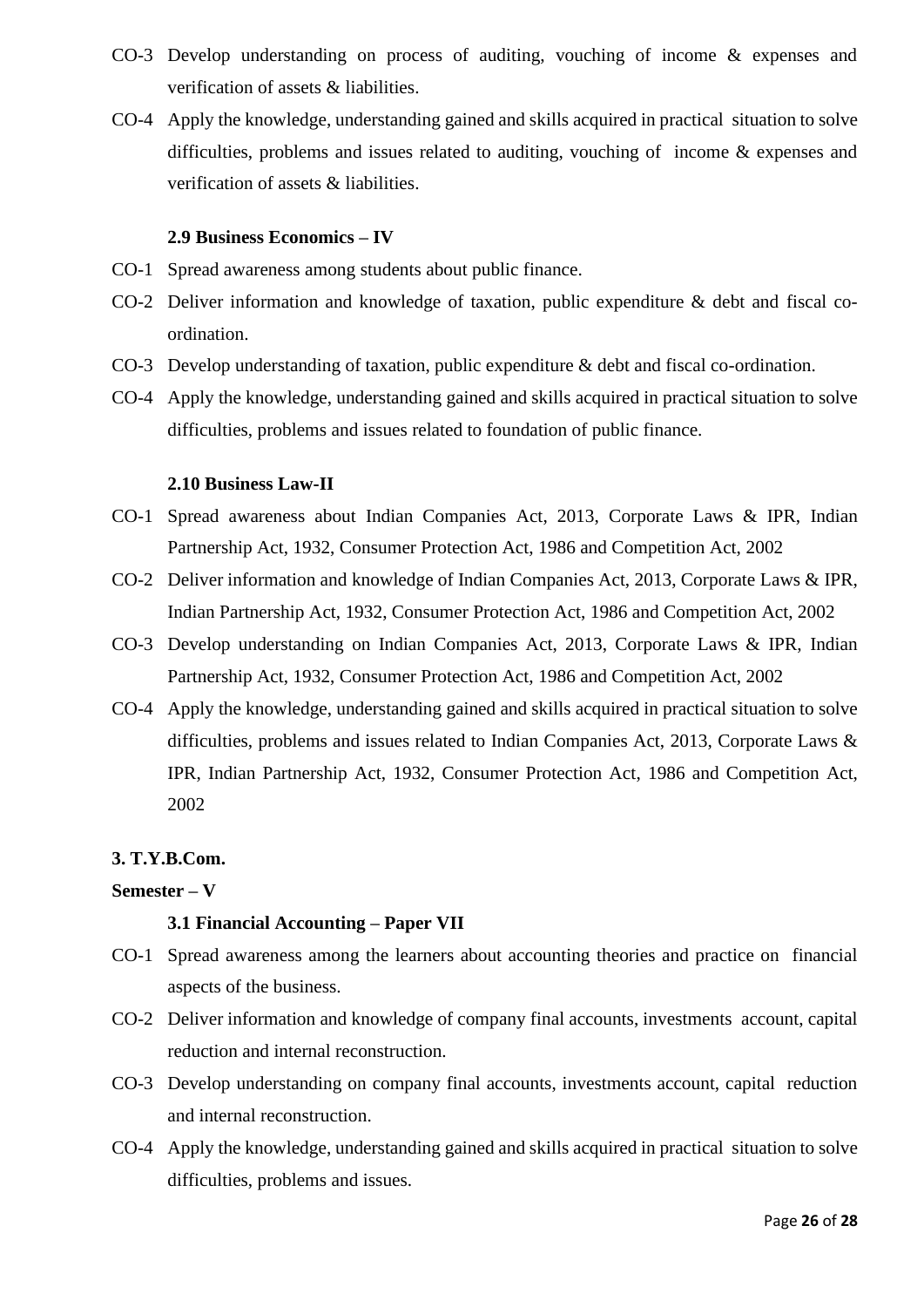CO-3 Develop understanding on process of auditing, vouching of income & expenses and verification of assets & liabilities.

CO-4 Apply the knowledge, understanding gained and skills acquired in practical situation to solve difficulties, problems and issues related to auditing, vouching of income & expenses and verification of assets & liabilities.

**2.9 Business Economics – IV**

CO-1 Spread awareness among students about public finance.

CO-2 Deliver information and knowledge of taxation, public expenditure & debt and fiscal co-ordination.

CO-3 Develop understanding of taxation, public expenditure & debt and fiscal co-ordination.

CO-4 Apply the knowledge, understanding gained and skills acquired in practical situation to solve difficulties, problems and issues related to foundation of public finance.

**2.10 Business Law-II**

CO-1 Spread awareness about Indian Companies Act, 2013, Corporate Laws & IPR, Indian Partnership Act, 1932, Consumer Protection Act, 1986 and Competition Act, 2002

CO-2 Deliver information and knowledge of Indian Companies Act, 2013, Corporate Laws & IPR, Indian Partnership Act, 1932, Consumer Protection Act, 1986 and Competition Act, 2002

CO-3 Develop understanding on Indian Companies Act, 2013, Corporate Laws & IPR, Indian Partnership Act, 1932, Consumer Protection Act, 1986 and Competition Act, 2002

CO-4 Apply the knowledge, understanding gained and skills acquired in practical situation to solve difficulties, problems and issues related to Indian Companies Act, 2013, Corporate Laws & IPR, Indian Partnership Act, 1932, Consumer Protection Act, 1986 and Competition Act, 2002

**3. T.Y.B.Com.**

**Semester – V**

**3.1 Financial Accounting – Paper VII**

CO-1 Spread awareness among the learners about accounting theories and practice on financial aspects of the business.

CO-2 Deliver information and knowledge of company final accounts, investments account, capital reduction and internal reconstruction.

CO-3 Develop understanding on company final accounts, investments account, capital reduction and internal reconstruction.

CO-4 Apply the knowledge, understanding gained and skills acquired in practical situation to solve difficulties, problems and issues.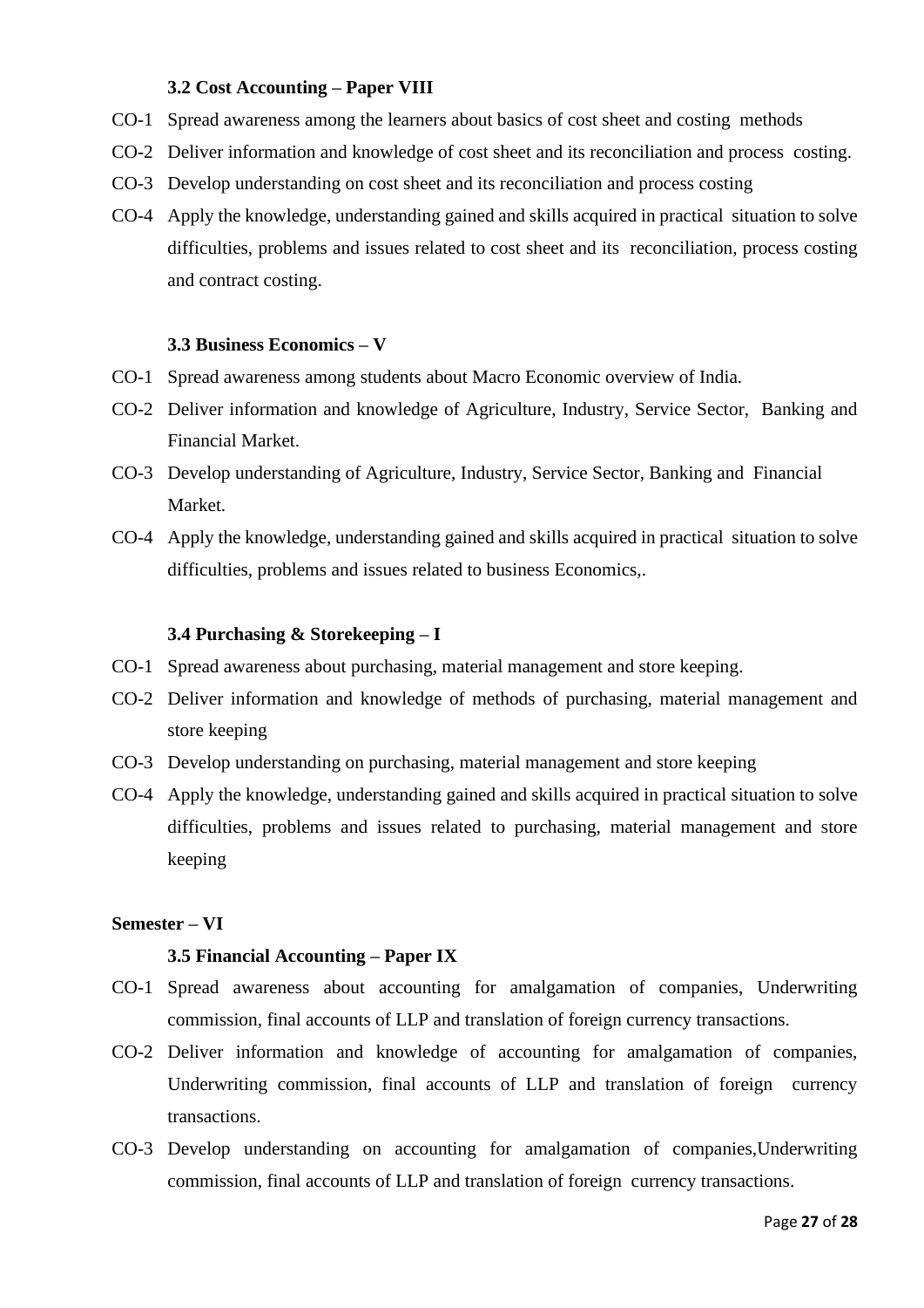### 3.2 Cost Accounting – Paper VIII

- CO-1 Spread awareness among the learners about basics of cost sheet and costing methods
- CO-2 Deliver information and knowledge of cost sheet and its reconciliation and process costing.
- CO-3 Develop understanding on cost sheet and its reconciliation and process costing
- CO-4 Apply the knowledge, understanding gained and skills acquired in practical situation to solve difficulties, problems and issues related to cost sheet and its reconciliation, process costing and contract costing.

### 3.3 Business Economics – V

- CO-1 Spread awareness among students about Macro Economic overview of India.
- CO-2 Deliver information and knowledge of Agriculture, Industry, Service Sector, Banking and Financial Market.
- CO-3 Develop understanding of Agriculture, Industry, Service Sector, Banking and Financial Market.
- CO-4 Apply the knowledge, understanding gained and skills acquired in practical situation to solve difficulties, problems and issues related to business Economics,.

### 3.4 Purchasing & Storekeeping – I

- CO-1 Spread awareness about purchasing, material management and store keeping.
- CO-2 Deliver information and knowledge of methods of purchasing, material management and store keeping
- CO-3 Develop understanding on purchasing, material management and store keeping
- CO-4 Apply the knowledge, understanding gained and skills acquired in practical situation to solve difficulties, problems and issues related to purchasing, material management and store keeping

## Semester – VI

### 3.5 Financial Accounting – Paper IX

- CO-1 Spread awareness about accounting for amalgamation of companies, Underwriting commission, final accounts of LLP and translation of foreign currency transactions.
- CO-2 Deliver information and knowledge of accounting for amalgamation of companies, Underwriting commission, final accounts of LLP and translation of foreign currency transactions.
- CO-3 Develop understanding on accounting for amalgamation of companies,Underwriting commission, final accounts of LLP and translation of foreign currency transactions.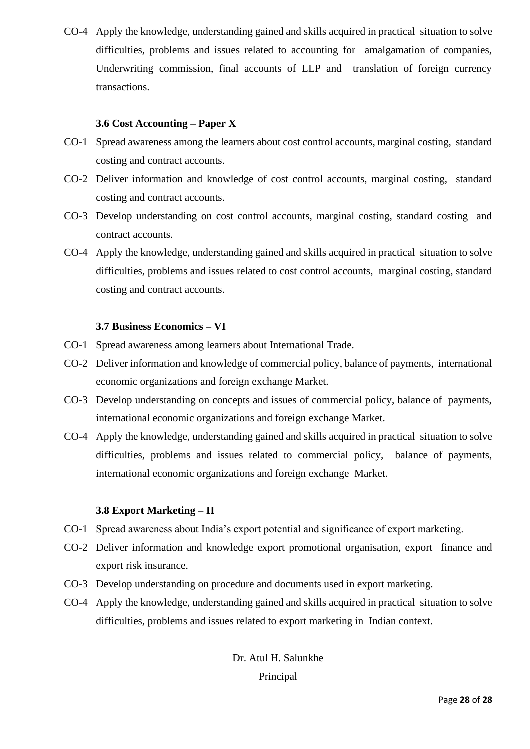CO-4 Apply the knowledge, understanding gained and skills acquired in practical situation to solve difficulties, problems and issues related to accounting for amalgamation of companies, Underwriting commission, final accounts of LLP and translation of foreign currency transactions.

**3.6 Cost Accounting – Paper X**

CO-1 Spread awareness among the learners about cost control accounts, marginal costing, standard costing and contract accounts.

CO-2 Deliver information and knowledge of cost control accounts, marginal costing, standard costing and contract accounts.

CO-3 Develop understanding on cost control accounts, marginal costing, standard costing and contract accounts.

CO-4 Apply the knowledge, understanding gained and skills acquired in practical situation to solve difficulties, problems and issues related to cost control accounts, marginal costing, standard costing and contract accounts.

**3.7 Business Economics – VI**

CO-1 Spread awareness among learners about International Trade.

CO-2 Deliver information and knowledge of commercial policy, balance of payments, international economic organizations and foreign exchange Market.

CO-3 Develop understanding on concepts and issues of commercial policy, balance of payments, international economic organizations and foreign exchange Market.

CO-4 Apply the knowledge, understanding gained and skills acquired in practical situation to solve difficulties, problems and issues related to commercial policy, balance of payments, international economic organizations and foreign exchange Market.

**3.8 Export Marketing – II**

CO-1 Spread awareness about India's export potential and significance of export marketing.

CO-2 Deliver information and knowledge export promotional organisation, export finance and export risk insurance.

CO-3 Develop understanding on procedure and documents used in export marketing.

CO-4 Apply the knowledge, understanding gained and skills acquired in practical situation to solve difficulties, problems and issues related to export marketing in Indian context.

Dr. Atul H. Salunkhe

Principal